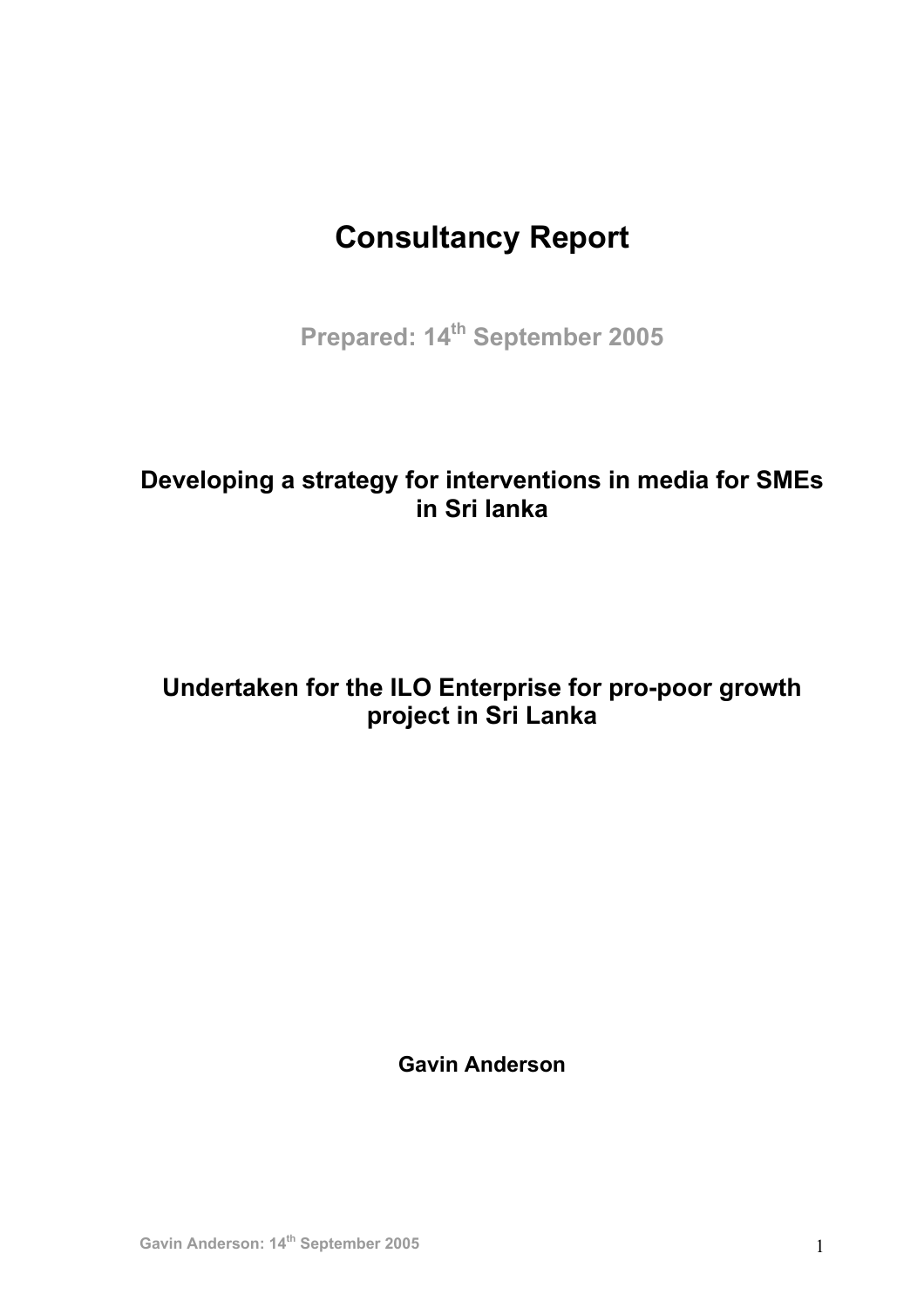# Consultancy Report

**Prepared: 14th September 2005**

**Developing a strategy for interventions in media for SMEs in Sri lanka**

**Undertaken for the ILO Enterprise for pro-poor growth project in Sri Lanka**

**Gavin Anderson**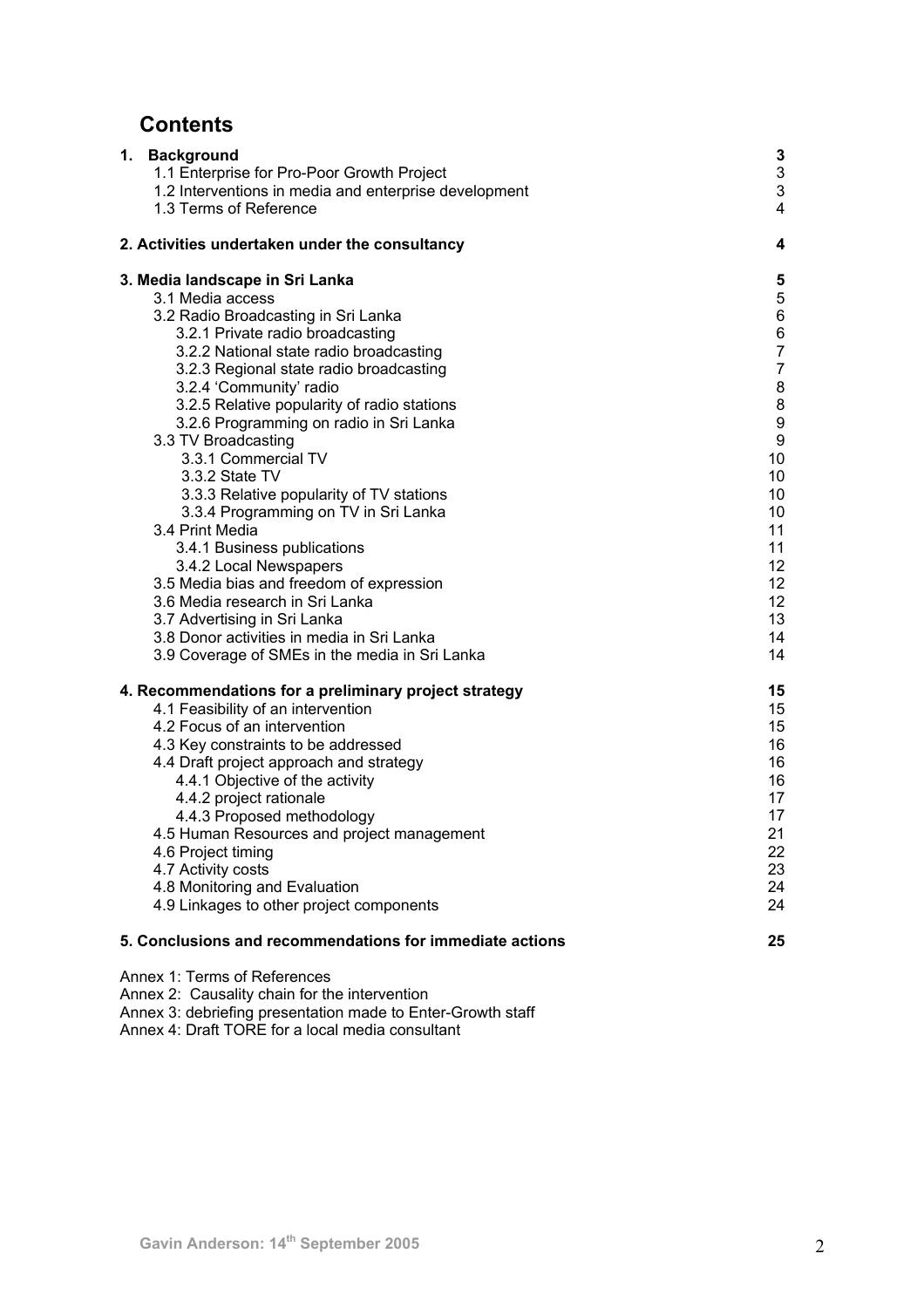# Contents

| | |
|---|---|
| **1. Background** | **3** |
| 1.1 Enterprise for Pro-Poor Growth Project | 3 |
| 1.2 Interventions in media and enterprise development | 3 |
| 1.3 Terms of Reference | 4 |
| **2. Activities undertaken under the consultancy** | **4** |
| **3. Media landscape in Sri Lanka** | **5** |
| 3.1 Media access | 5 |
| 3.2 Radio Broadcasting in Sri Lanka | 6 |
| 3.2.1 Private radio broadcasting | 6 |
| 3.2.2 National state radio broadcasting | 7 |
| 3.2.3 Regional state radio broadcasting | 7 |
| 3.2.4 'Community' radio | 8 |
| 3.2.5 Relative popularity of radio stations | 8 |
| 3.2.6 Programming on radio in Sri Lanka | 9 |
| 3.3 TV Broadcasting | 9 |
| 3.3.1 Commercial TV | 10 |
| 3.3.2 State TV | 10 |
| 3.3.3 Relative popularity of TV stations | 10 |
| 3.3.4 Programming on TV in Sri Lanka | 10 |
| 3.4 Print Media | 11 |
| 3.4.1 Business publications | 11 |
| 3.4.2 Local Newspapers | 12 |
| 3.5 Media bias and freedom of expression | 12 |
| 3.6 Media research in Sri Lanka | 12 |
| 3.7 Advertising in Sri Lanka | 13 |
| 3.8 Donor activities in media in Sri Lanka | 14 |
| 3.9 Coverage of SMEs in the media in Sri Lanka | 14 |
| **4. Recommendations for a preliminary project strategy** | **15** |
| 4.1 Feasibility of an intervention | 15 |
| 4.2 Focus of an intervention | 15 |
| 4.3 Key constraints to be addressed | 16 |
| 4.4 Draft project approach and strategy | 16 |
| 4.4.1 Objective of the activity | 16 |
| 4.4.2 project rationale | 17 |
| 4.4.3 Proposed methodology | 17 |
| 4.5 Human Resources and project management | 21 |
| 4.6 Project timing | 22 |
| 4.7 Activity costs | 23 |
| 4.8 Monitoring and Evaluation | 24 |
| 4.9 Linkages to other project components | 24 |
| **5. Conclusions and recommendations for immediate actions** | **25** |

Annex 1: Terms of References
Annex 2: Causality chain for the intervention
Annex 3: debriefing presentation made to Enter-Growth staff
Annex 4: Draft TORE for a local media consultant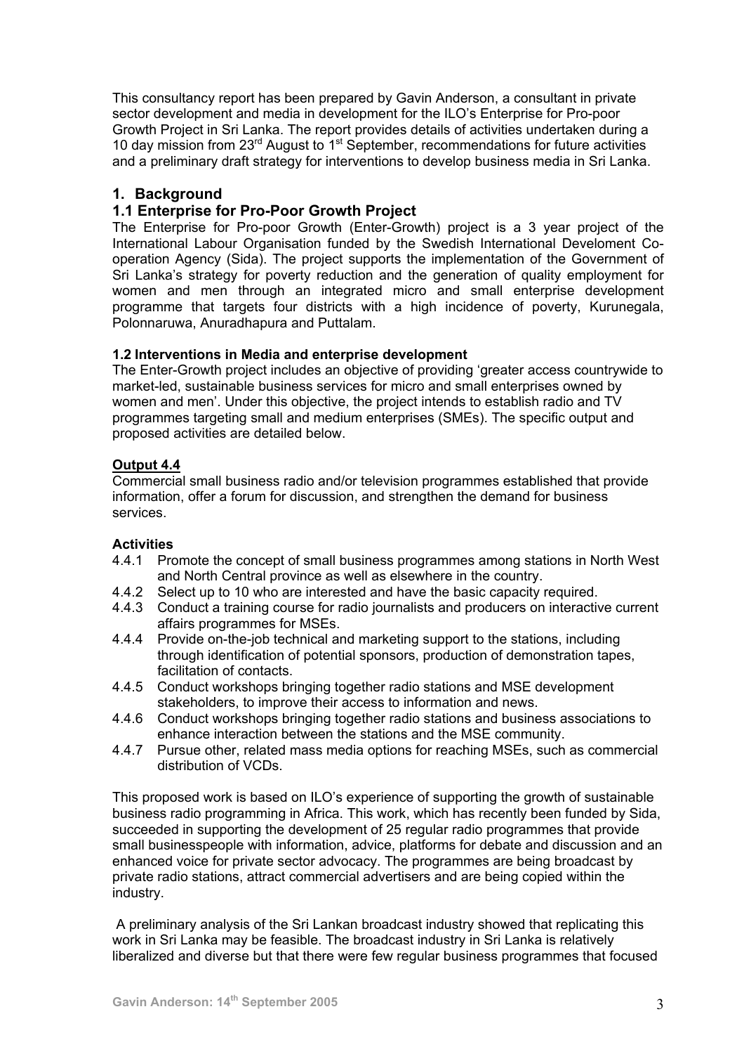This consultancy report has been prepared by Gavin Anderson, a consultant in private sector development and media in development for the ILO's Enterprise for Pro-poor Growth Project in Sri Lanka. The report provides details of activities undertaken during a 10 day mission from 23rd August to 1st September, recommendations for future activities and a preliminary draft strategy for interventions to develop business media in Sri Lanka.

# 1. Background

## 1.1 Enterprise for Pro-Poor Growth Project

The Enterprise for Pro-poor Growth (Enter-Growth) project is a 3 year project of the International Labour Organisation funded by the Swedish International Develoment Co-operation Agency (Sida). The project supports the implementation of the Government of Sri Lanka's strategy for poverty reduction and the generation of quality employment for women and men through an integrated micro and small enterprise development programme that targets four districts with a high incidence of poverty, Kurunegala, Polonnaruwa, Anuradhapura and Puttalam.

### 1.2 Interventions in Media and enterprise development

The Enter-Growth project includes an objective of providing 'greater access countrywide to market-led, sustainable business services for micro and small enterprises owned by women and men'. Under this objective, the project intends to establish radio and TV programmes targeting small and medium enterprises (SMEs). The specific output and proposed activities are detailed below.

**Output 4.4**

Commercial small business radio and/or television programmes established that provide information, offer a forum for discussion, and strengthen the demand for business services.

**Activities**

- 4.4.1 Promote the concept of small business programmes among stations in North West and North Central province as well as elsewhere in the country.
- 4.4.2 Select up to 10 who are interested and have the basic capacity required.
- 4.4.3 Conduct a training course for radio journalists and producers on interactive current affairs programmes for MSEs.
- 4.4.4 Provide on-the-job technical and marketing support to the stations, including through identification of potential sponsors, production of demonstration tapes, facilitation of contacts.
- 4.4.5 Conduct workshops bringing together radio stations and MSE development stakeholders, to improve their access to information and news.
- 4.4.6 Conduct workshops bringing together radio stations and business associations to enhance interaction between the stations and the MSE community.
- 4.4.7 Pursue other, related mass media options for reaching MSEs, such as commercial distribution of VCDs.

This proposed work is based on ILO's experience of supporting the growth of sustainable business radio programming in Africa. This work, which has recently been funded by Sida, succeeded in supporting the development of 25 regular radio programmes that provide small businesspeople with information, advice, platforms for debate and discussion and an enhanced voice for private sector advocacy. The programmes are being broadcast by private radio stations, attract commercial advertisers and are being copied within the industry.

A preliminary analysis of the Sri Lankan broadcast industry showed that replicating this work in Sri Lanka may be feasible. The broadcast industry in Sri Lanka is relatively liberalized and diverse but that there were few regular business programmes that focused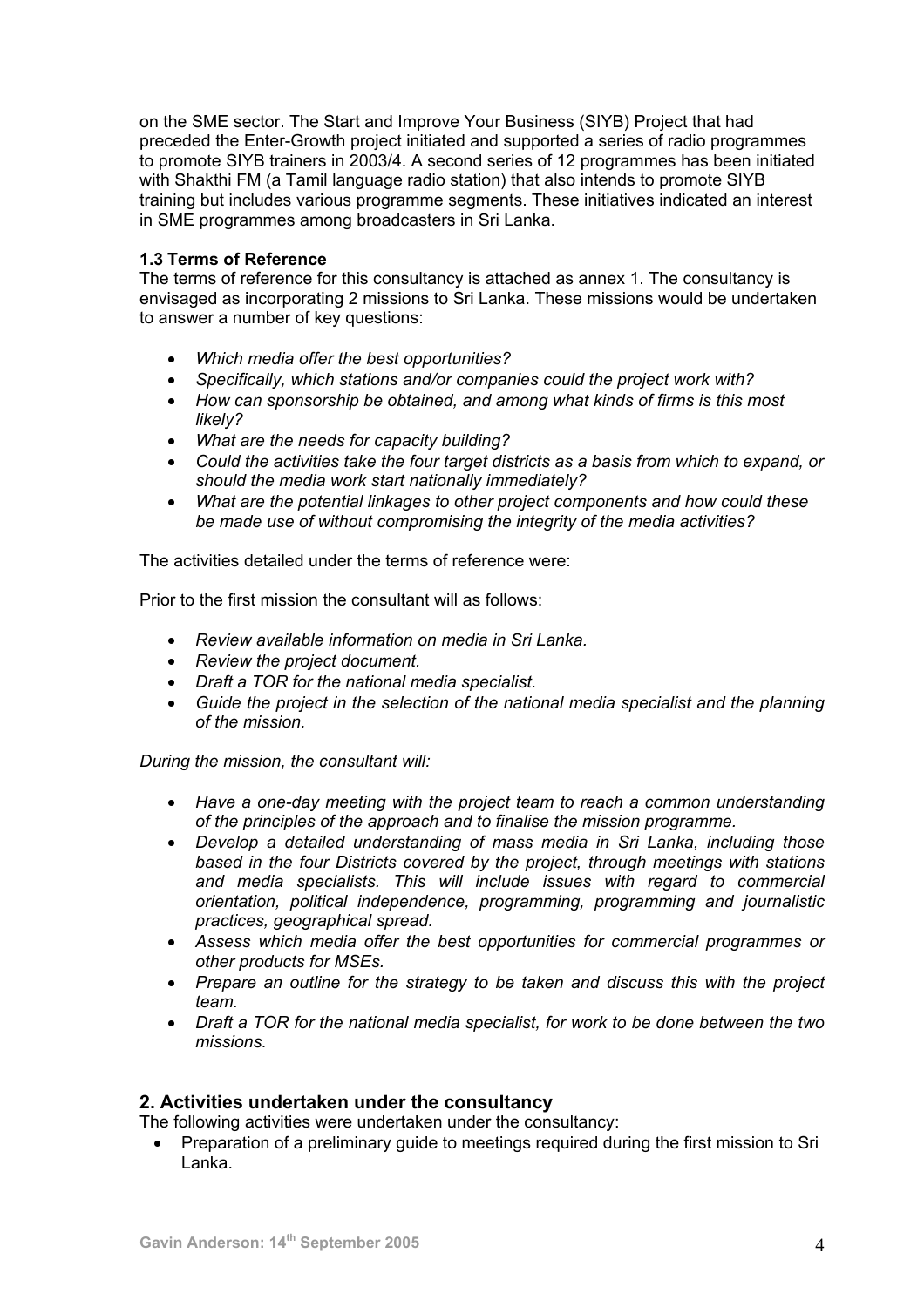on the SME sector. The Start and Improve Your Business (SIYB) Project that had preceded the Enter-Growth project initiated and supported a series of radio programmes to promote SIYB trainers in 2003/4. A second series of 12 programmes has been initiated with Shakthi FM (a Tamil language radio station) that also intends to promote SIYB training but includes various programme segments. These initiatives indicated an interest in SME programmes among broadcasters in Sri Lanka.

### 1.3 Terms of Reference

The terms of reference for this consultancy is attached as annex 1. The consultancy is envisaged as incorporating 2 missions to Sri Lanka. These missions would be undertaken to answer a number of key questions:

- *Which media offer the best opportunities?*
- *Specifically, which stations and/or companies could the project work with?*
- *How can sponsorship be obtained, and among what kinds of firms is this most likely?*
- *What are the needs for capacity building?*
- *Could the activities take the four target districts as a basis from which to expand, or should the media work start nationally immediately?*
- *What are the potential linkages to other project components and how could these be made use of without compromising the integrity of the media activities?*

The activities detailed under the terms of reference were:

Prior to the first mission the consultant will as follows:

- *Review available information on media in Sri Lanka.*
- *Review the project document.*
- *Draft a TOR for the national media specialist.*
- *Guide the project in the selection of the national media specialist and the planning of the mission.*

*During the mission, the consultant will:*

- *Have a one-day meeting with the project team to reach a common understanding of the principles of the approach and to finalise the mission programme.*
- *Develop a detailed understanding of mass media in Sri Lanka, including those based in the four Districts covered by the project, through meetings with stations and media specialists. This will include issues with regard to commercial orientation, political independence, programming, programming and journalistic practices, geographical spread.*
- *Assess which media offer the best opportunities for commercial programmes or other products for MSEs.*
- *Prepare an outline for the strategy to be taken and discuss this with the project team.*
- *Draft a TOR for the national media specialist, for work to be done between the two missions.*

## 2. Activities undertaken under the consultancy

The following activities were undertaken under the consultancy:

- Preparation of a preliminary guide to meetings required during the first mission to Sri Lanka.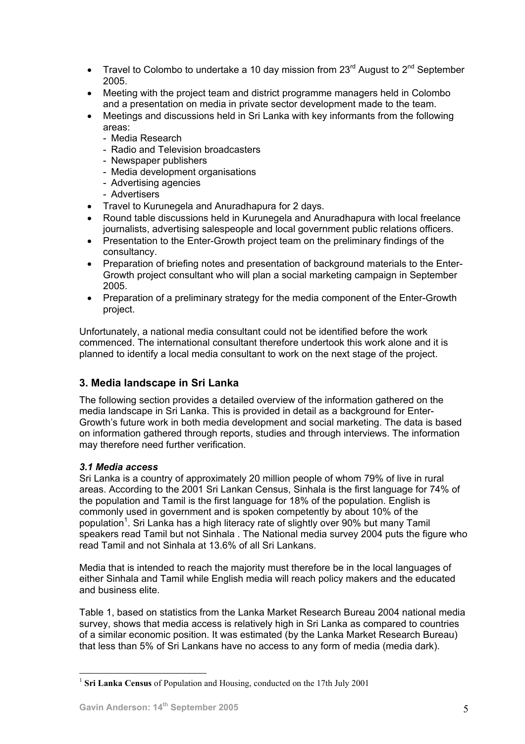- Travel to Colombo to undertake a 10 day mission from 23rd August to 2nd September 2005.
- Meeting with the project team and district programme managers held in Colombo and a presentation on media in private sector development made to the team.
- Meetings and discussions held in Sri Lanka with key informants from the following areas:
  - Media Research
  - Radio and Television broadcasters
  - Newspaper publishers
  - Media development organisations
  - Advertising agencies
  - Advertisers
- Travel to Kurunegela and Anuradhapura for 2 days.
- Round table discussions held in Kurunegela and Anuradhapura with local freelance journalists, advertising salespeople and local government public relations officers.
- Presentation to the Enter-Growth project team on the preliminary findings of the consultancy.
- Preparation of briefing notes and presentation of background materials to the Enter-Growth project consultant who will plan a social marketing campaign in September 2005.
- Preparation of a preliminary strategy for the media component of the Enter-Growth project.

Unfortunately, a national media consultant could not be identified before the work commenced. The international consultant therefore undertook this work alone and it is planned to identify a local media consultant to work on the next stage of the project.

## 3. Media landscape in Sri Lanka

The following section provides a detailed overview of the information gathered on the media landscape in Sri Lanka. This is provided in detail as a background for Enter-Growth's future work in both media development and social marketing. The data is based on information gathered through reports, studies and through interviews. The information may therefore need further verification.

### *3.1 Media access*

Sri Lanka is a country of approximately 20 million people of whom 79% of live in rural areas. According to the 2001 Sri Lankan Census, Sinhala is the first language for 74% of the population and Tamil is the first language for 18% of the population. English is commonly used in government and is spoken competently by about 10% of the population[1]. Sri Lanka has a high literacy rate of slightly over 90% but many Tamil speakers read Tamil but not Sinhala . The National media survey 2004 puts the figure who read Tamil and not Sinhala at 13.6% of all Sri Lankans.

Media that is intended to reach the majority must therefore be in the local languages of either Sinhala and Tamil while English media will reach policy makers and the educated and business elite.

Table 1, based on statistics from the Lanka Market Research Bureau 2004 national media survey, shows that media access is relatively high in Sri Lanka as compared to countries of a similar economic position. It was estimated (by the Lanka Market Research Bureau) that less than 5% of Sri Lankans have no access to any form of media (media dark).

---

[1] **Sri Lanka Census** of Population and Housing, conducted on the 17th July 2001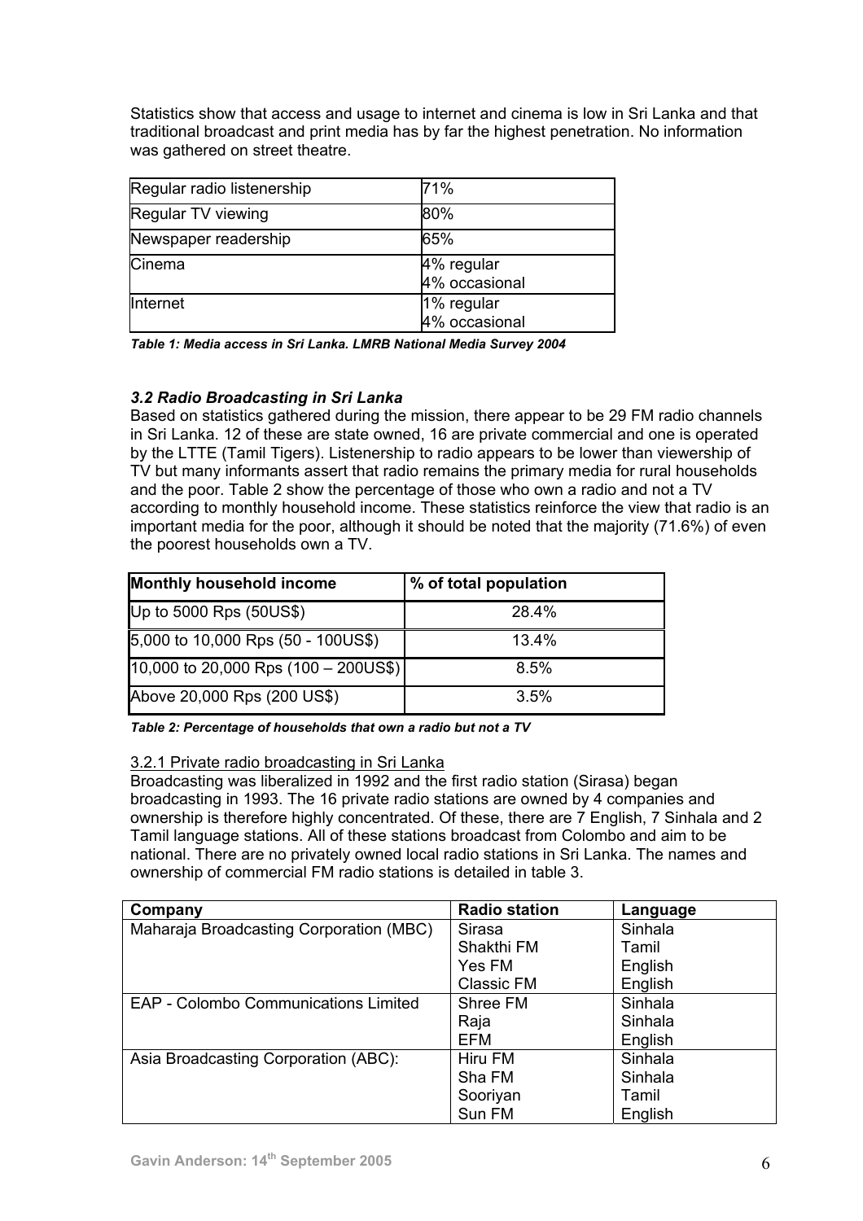Statistics show that access and usage to internet and cinema is low in Sri Lanka and that traditional broadcast and print media has by far the highest penetration. No information was gathered on street theatre.

| Regular radio listenership | 71% |
|---|---|
| Regular TV viewing | 80% |
| Newspaper readership | 65% |
| Cinema | 4% regular<br>4% occasional |
| Internet | 1% regular<br>4% occasional |

***Table 1: Media access in Sri Lanka. LMRB National Media Survey 2004***

### *3.2 Radio Broadcasting in Sri Lanka*

Based on statistics gathered during the mission, there appear to be 29 FM radio channels in Sri Lanka. 12 of these are state owned, 16 are private commercial and one is operated by the LTTE (Tamil Tigers). Listenership to radio appears to be lower than viewership of TV but many informants assert that radio remains the primary media for rural households and the poor. Table 2 show the percentage of those who own a radio and not a TV according to monthly household income. These statistics reinforce the view that radio is an important media for the poor, although it should be noted that the majority (71.6%) of even the poorest households own a TV.

| Monthly household income | % of total population |
|---|---|
| Up to 5000 Rps (50US$) | 28.4% |
| 5,000 to 10,000 Rps (50 - 100US$) | 13.4% |
| 10,000 to 20,000 Rps (100 – 200US$) | 8.5% |
| Above 20,000 Rps (200 US$) | 3.5% |

***Table 2: Percentage of households that own a radio but not a TV***

3.2.1 Private radio broadcasting in Sri Lanka

Broadcasting was liberalized in 1992 and the first radio station (Sirasa) began broadcasting in 1993. The 16 private radio stations are owned by 4 companies and ownership is therefore highly concentrated. Of these, there are 7 English, 7 Sinhala and 2 Tamil language stations. All of these stations broadcast from Colombo and aim to be national. There are no privately owned local radio stations in Sri Lanka. The names and ownership of commercial FM radio stations is detailed in table 3.

| Company | Radio station | Language |
|---|---|---|
| Maharaja Broadcasting Corporation (MBC) | Sirasa<br>Shakthi FM<br>Yes FM<br>Classic FM | Sinhala<br>Tamil<br>English<br>English |
| EAP - Colombo Communications Limited | Shree FM<br>Raja<br>EFM | Sinhala<br>Sinhala<br>English |
| Asia Broadcasting Corporation (ABC): | Hiru FM<br>Sha FM<br>Sooriyan<br>Sun FM | Sinhala<br>Sinhala<br>Tamil<br>English |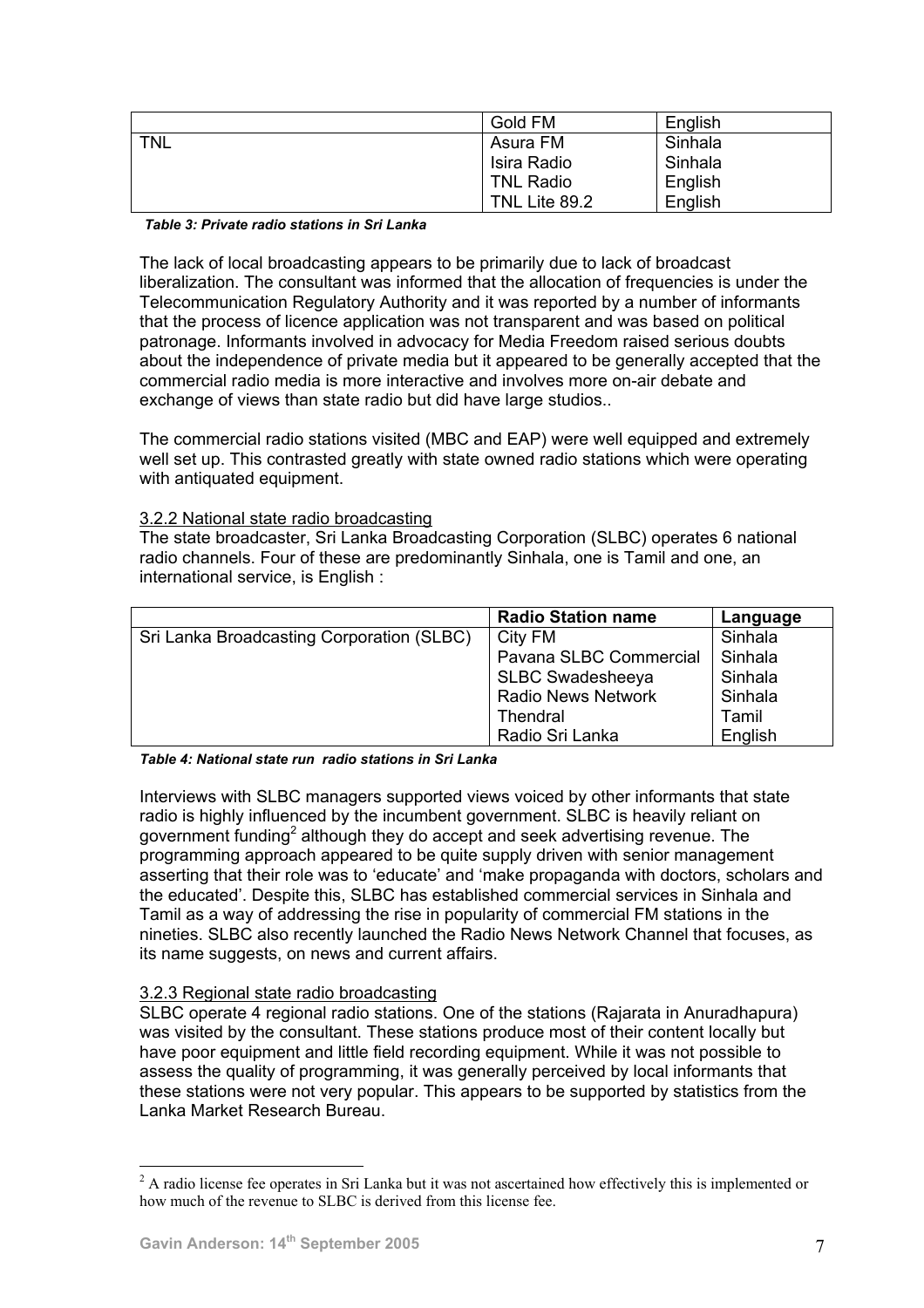| | | |
|---|---|---|
| | Gold FM | English |
| TNL | Asura FM | Sinhala |
| | Isira Radio | Sinhala |
| | TNL Radio | English |
| | TNL Lite 89.2 | English |

*Table 3: Private radio stations in Sri Lanka*

The lack of local broadcasting appears to be primarily due to lack of broadcast liberalization. The consultant was informed that the allocation of frequencies is under the Telecommunication Regulatory Authority and it was reported by a number of informants that the process of licence application was not transparent and was based on political patronage. Informants involved in advocacy for Media Freedom raised serious doubts about the independence of private media but it appeared to be generally accepted that the commercial radio media is more interactive and involves more on-air debate and exchange of views than state radio but did have large studios..

The commercial radio stations visited (MBC and EAP) were well equipped and extremely well set up. This contrasted greatly with state owned radio stations which were operating with antiquated equipment.

### 3.2.2 National state radio broadcasting

The state broadcaster, Sri Lanka Broadcasting Corporation (SLBC) operates 6 national radio channels. Four of these are predominantly Sinhala, one is Tamil and one, an international service, is English :

| | Radio Station name | Language |
|---|---|---|
| Sri Lanka Broadcasting Corporation (SLBC) | City FM | Sinhala |
| | Pavana SLBC Commercial | Sinhala |
| | SLBC Swadesheeya | Sinhala |
| | Radio News Network | Sinhala |
| | Thendral | Tamil |
| | Radio Sri Lanka | English |

*Table 4: National state run radio stations in Sri Lanka*

Interviews with SLBC managers supported views voiced by other informants that state radio is highly influenced by the incumbent government. SLBC is heavily reliant on government funding[2] although they do accept and seek advertising revenue. The programming approach appeared to be quite supply driven with senior management asserting that their role was to 'educate' and 'make propaganda with doctors, scholars and the educated'. Despite this, SLBC has established commercial services in Sinhala and Tamil as a way of addressing the rise in popularity of commercial FM stations in the nineties. SLBC also recently launched the Radio News Network Channel that focuses, as its name suggests, on news and current affairs.

### 3.2.3 Regional state radio broadcasting

SLBC operate 4 regional radio stations. One of the stations (Rajarata in Anuradhapura) was visited by the consultant. These stations produce most of their content locally but have poor equipment and little field recording equipment. While it was not possible to assess the quality of programming, it was generally perceived by local informants that these stations were not very popular. This appears to be supported by statistics from the Lanka Market Research Bureau.

[2] A radio license fee operates in Sri Lanka but it was not ascertained how effectively this is implemented or how much of the revenue to SLBC is derived from this license fee.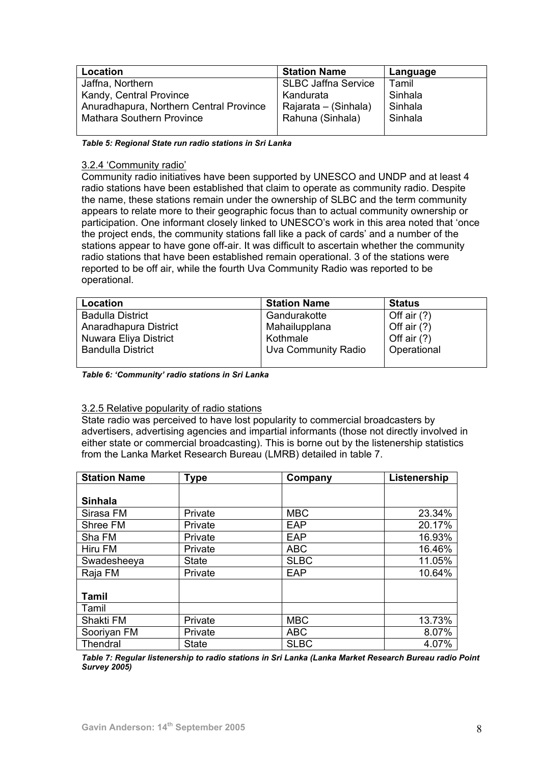| Location | Station Name | Language |
| --- | --- | --- |
| Jaffna, Northern | SLBC Jaffna Service | Tamil |
| Kandy, Central Province | Kandurata | Sinhala |
| Anuradhapura, Northern Central Province | Rajarata – (Sinhala) | Sinhala |
| Mathara Southern Province | Rahuna (Sinhala) | Sinhala |

***Table 5: Regional State run radio stations in Sri Lanka***

### 3.2.4 'Community radio'

Community radio initiatives have been supported by UNESCO and UNDP and at least 4 radio stations have been established that claim to operate as community radio. Despite the name, these stations remain under the ownership of SLBC and the term community appears to relate more to their geographic focus than to actual community ownership or participation. One informant closely linked to UNESCO's work in this area noted that 'once the project ends, the community stations fall like a pack of cards' and a number of the stations appear to have gone off-air. It was difficult to ascertain whether the community radio stations that have been established remain operational. 3 of the stations were reported to be off air, while the fourth Uva Community Radio was reported to be operational.

| Location | Station Name | Status |
| --- | --- | --- |
| Badulla District | Gandurakotte | Off air (?) |
| Anaradhapura District | Mahailupplana | Off air (?) |
| Nuwara Eliya District | Kothmale | Off air (?) |
| Bandulla District | Uva Community Radio | Operational |

***Table 6: 'Community' radio stations in Sri Lanka***

### 3.2.5 Relative popularity of radio stations

State radio was perceived to have lost popularity to commercial broadcasters by advertisers, advertising agencies and impartial informants (those not directly involved in either state or commercial broadcasting). This is borne out by the listenership statistics from the Lanka Market Research Bureau (LMRB) detailed in table 7.

| Station Name | Type | Company | Listenership |
| --- | --- | --- | --- |
| **Sinhala** | | | |
| Sirasa FM | Private | MBC | 23.34% |
| Shree FM | Private | EAP | 20.17% |
| Sha FM | Private | EAP | 16.93% |
| Hiru FM | Private | ABC | 16.46% |
| Swadesheeya | State | SLBC | 11.05% |
| Raja FM | Private | EAP | 10.64% |
| **Tamil** | | | |
| Tamil | | | |
| Shakti FM | Private | MBC | 13.73% |
| Sooriyan FM | Private | ABC | 8.07% |
| Thendral | State | SLBC | 4.07% |

***Table 7: Regular listenership to radio stations in Sri Lanka (Lanka Market Research Bureau radio Point Survey 2005)***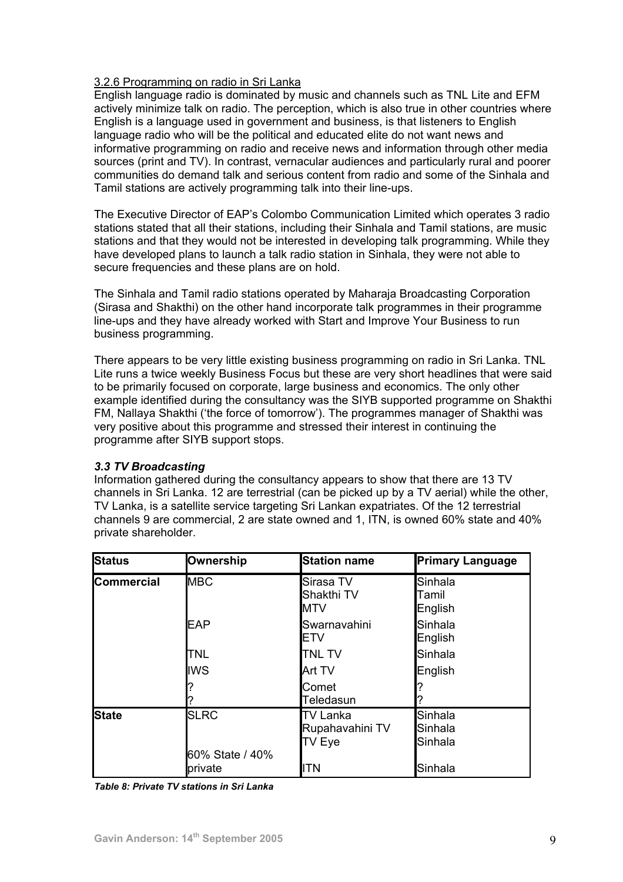### 3.2.6 Programming on radio in Sri Lanka

English language radio is dominated by music and channels such as TNL Lite and EFM actively minimize talk on radio. The perception, which is also true in other countries where English is a language used in government and business, is that listeners to English language radio who will be the political and educated elite do not want news and informative programming on radio and receive news and information through other media sources (print and TV). In contrast, vernacular audiences and particularly rural and poorer communities do demand talk and serious content from radio and some of the Sinhala and Tamil stations are actively programming talk into their line-ups.

The Executive Director of EAP's Colombo Communication Limited which operates 3 radio stations stated that all their stations, including their Sinhala and Tamil stations, are music stations and that they would not be interested in developing talk programming. While they have developed plans to launch a talk radio station in Sinhala, they were not able to secure frequencies and these plans are on hold.

The Sinhala and Tamil radio stations operated by Maharaja Broadcasting Corporation (Sirasa and Shakthi) on the other hand incorporate talk programmes in their programme line-ups and they have already worked with Start and Improve Your Business to run business programming.

There appears to be very little existing business programming on radio in Sri Lanka. TNL Lite runs a twice weekly Business Focus but these are very short headlines that were said to be primarily focused on corporate, large business and economics. The only other example identified during the consultancy was the SIYB supported programme on Shakthi FM, Nallaya Shakthi ('the force of tomorrow'). The programmes manager of Shakthi was very positive about this programme and stressed their interest in continuing the programme after SIYB support stops.

## *3.3 TV Broadcasting*

Information gathered during the consultancy appears to show that there are 13 TV channels in Sri Lanka. 12 are terrestrial (can be picked up by a TV aerial) while the other, TV Lanka, is a satellite service targeting Sri Lankan expatriates. Of the 12 terrestrial channels 9 are commercial, 2 are state owned and 1, ITN, is owned 60% state and 40% private shareholder.

| Status | Ownership | Station name | Primary Language |
|---|---|---|---|
| Commercial | MBC | Sirasa TV | Sinhala |
| | | Shakthi TV | Tamil |
| | | MTV | English |
| | EAP | Swarnavahini | Sinhala |
| | | ETV | English |
| | TNL | TNL TV | Sinhala |
| | IWS | Art TV | English |
| | ? | Comet | ? |
| | ? | Teledasun | ? |
| State | SLRC | TV Lanka | Sinhala |
| | | Rupahavahini TV | Sinhala |
| | | TV Eye | Sinhala |
| | 60% State / 40% private | ITN | Sinhala |

*Table 8: Private TV stations in Sri Lanka*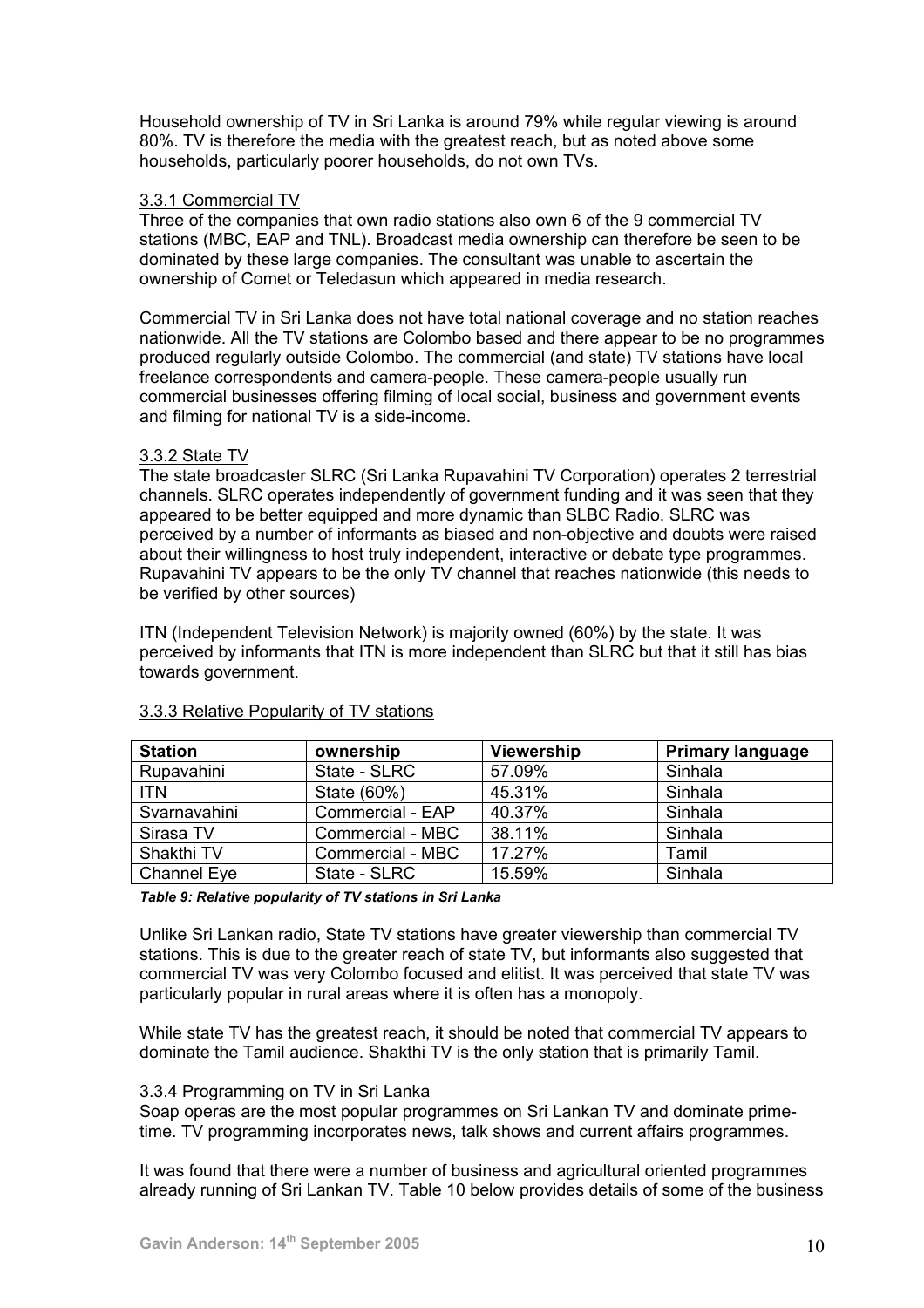Household ownership of TV in Sri Lanka is around 79% while regular viewing is around 80%. TV is therefore the media with the greatest reach, but as noted above some households, particularly poorer households, do not own TVs.

### 3.3.1 Commercial TV

Three of the companies that own radio stations also own 6 of the 9 commercial TV stations (MBC, EAP and TNL). Broadcast media ownership can therefore be seen to be dominated by these large companies. The consultant was unable to ascertain the ownership of Comet or Teledasun which appeared in media research.

Commercial TV in Sri Lanka does not have total national coverage and no station reaches nationwide. All the TV stations are Colombo based and there appear to be no programmes produced regularly outside Colombo. The commercial (and state) TV stations have local freelance correspondents and camera-people. These camera-people usually run commercial businesses offering filming of local social, business and government events and filming for national TV is a side-income.

### 3.3.2 State TV

The state broadcaster SLRC (Sri Lanka Rupavahini TV Corporation) operates 2 terrestrial channels. SLRC operates independently of government funding and it was seen that they appeared to be better equipped and more dynamic than SLBC Radio. SLRC was perceived by a number of informants as biased and non-objective and doubts were raised about their willingness to host truly independent, interactive or debate type programmes. Rupavahini TV appears to be the only TV channel that reaches nationwide (this needs to be verified by other sources)

ITN (Independent Television Network) is majority owned (60%) by the state. It was perceived by informants that ITN is more independent than SLRC but that it still has bias towards government.

### 3.3.3 Relative Popularity of TV stations

| Station | ownership | Viewership | Primary language |
|---|---|---|---|
| Rupavahini | State - SLRC | 57.09% | Sinhala |
| ITN | State (60%) | 45.31% | Sinhala |
| Svarnavahini | Commercial - EAP | 40.37% | Sinhala |
| Sirasa TV | Commercial - MBC | 38.11% | Sinhala |
| Shakthi TV | Commercial - MBC | 17.27% | Tamil |
| Channel Eye | State - SLRC | 15.59% | Sinhala |

***Table 9: Relative popularity of TV stations in Sri Lanka***

Unlike Sri Lankan radio, State TV stations have greater viewership than commercial TV stations. This is due to the greater reach of state TV, but informants also suggested that commercial TV was very Colombo focused and elitist. It was perceived that state TV was particularly popular in rural areas where it is often has a monopoly.

While state TV has the greatest reach, it should be noted that commercial TV appears to dominate the Tamil audience. Shakthi TV is the only station that is primarily Tamil.

### 3.3.4 Programming on TV in Sri Lanka

Soap operas are the most popular programmes on Sri Lankan TV and dominate prime-time. TV programming incorporates news, talk shows and current affairs programmes.

It was found that there were a number of business and agricultural oriented programmes already running of Sri Lankan TV. Table 10 below provides details of some of the business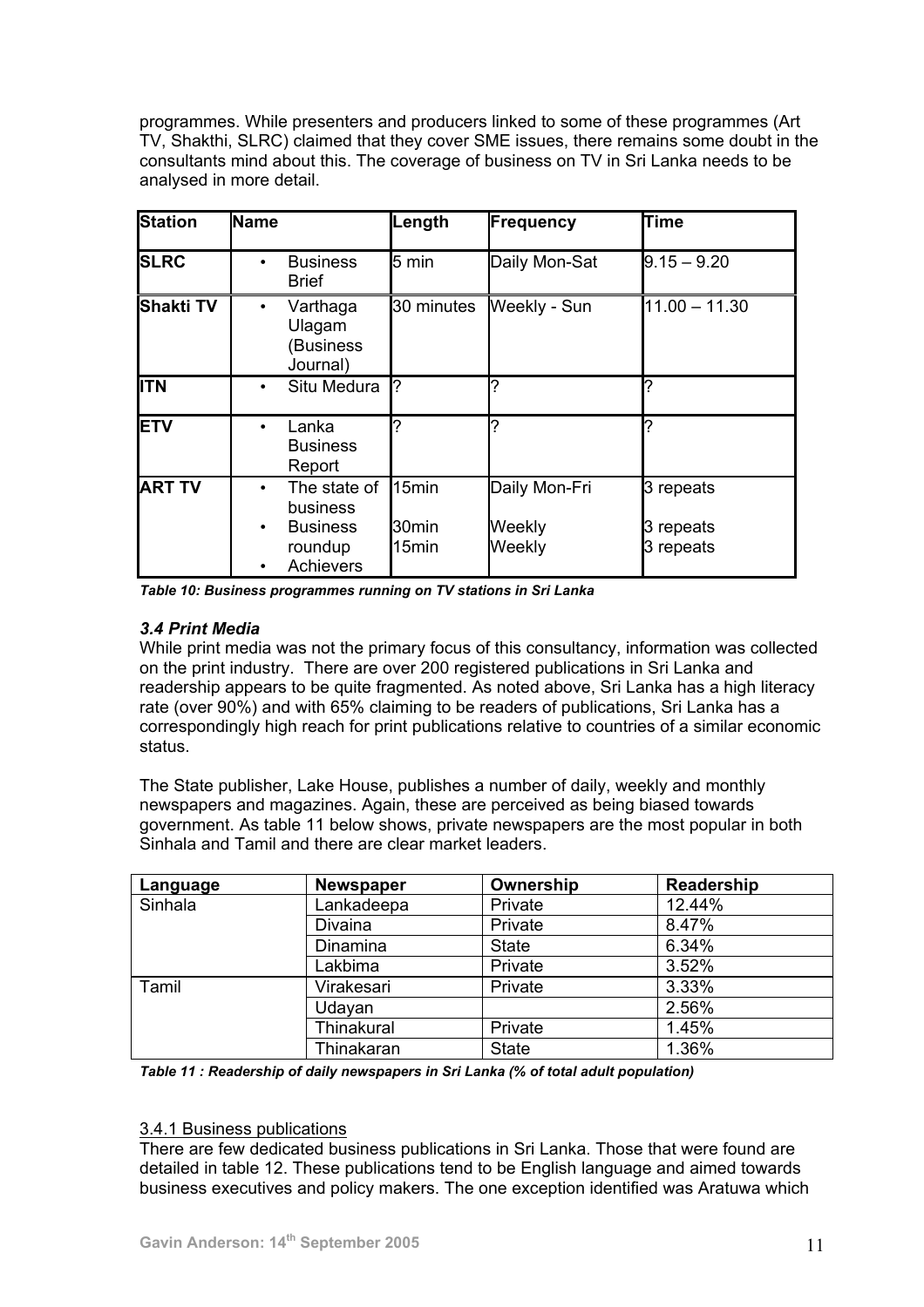programmes. While presenters and producers linked to some of these programmes (Art TV, Shakthi, SLRC) claimed that they cover SME issues, there remains some doubt in the consultants mind about this. The coverage of business on TV in Sri Lanka needs to be analysed in more detail.

| Station | Name | Length | Frequency | Time |
|---|---|---|---|---|
| SLRC | • Business Brief | 5 min | Daily Mon-Sat | 9.15 – 9.20 |
| Shakti TV | • Varthaga Ulagam (Business Journal) | 30 minutes | Weekly - Sun | 11.00 – 11.30 |
| ITN | • Situ Medura | ? | ? | ? |
| ETV | • Lanka Business Report | ? | ? | ? |
| ART TV | • The state of business<br>• Business roundup<br>• Achievers | 15min<br>30min<br>15min | Daily Mon-Fri<br>Weekly<br>Weekly | 3 repeats<br>3 repeats<br>3 repeats |

***Table 10: Business programmes running on TV stations in Sri Lanka***

### *3.4 Print Media*

While print media was not the primary focus of this consultancy, information was collected on the print industry. There are over 200 registered publications in Sri Lanka and readership appears to be quite fragmented. As noted above, Sri Lanka has a high literacy rate (over 90%) and with 65% claiming to be readers of publications, Sri Lanka has a correspondingly high reach for print publications relative to countries of a similar economic status.

The State publisher, Lake House, publishes a number of daily, weekly and monthly newspapers and magazines. Again, these are perceived as being biased towards government. As table 11 below shows, private newspapers are the most popular in both Sinhala and Tamil and there are clear market leaders.

| Language | Newspaper | Ownership | Readership |
|---|---|---|---|
| Sinhala | Lankadeepa | Private | 12.44% |
| | Divaina | Private | 8.47% |
| | Dinamina | State | 6.34% |
| | Lakbima | Private | 3.52% |
| Tamil | Virakesari | Private | 3.33% |
| | Udayan | | 2.56% |
| | Thinakural | Private | 1.45% |
| | Thinakaran | State | 1.36% |

***Table 11 : Readership of daily newspapers in Sri Lanka (% of total adult population)***

#### 3.4.1 Business publications

There are few dedicated business publications in Sri Lanka. Those that were found are detailed in table 12. These publications tend to be English language and aimed towards business executives and policy makers. The one exception identified was Aratuwa which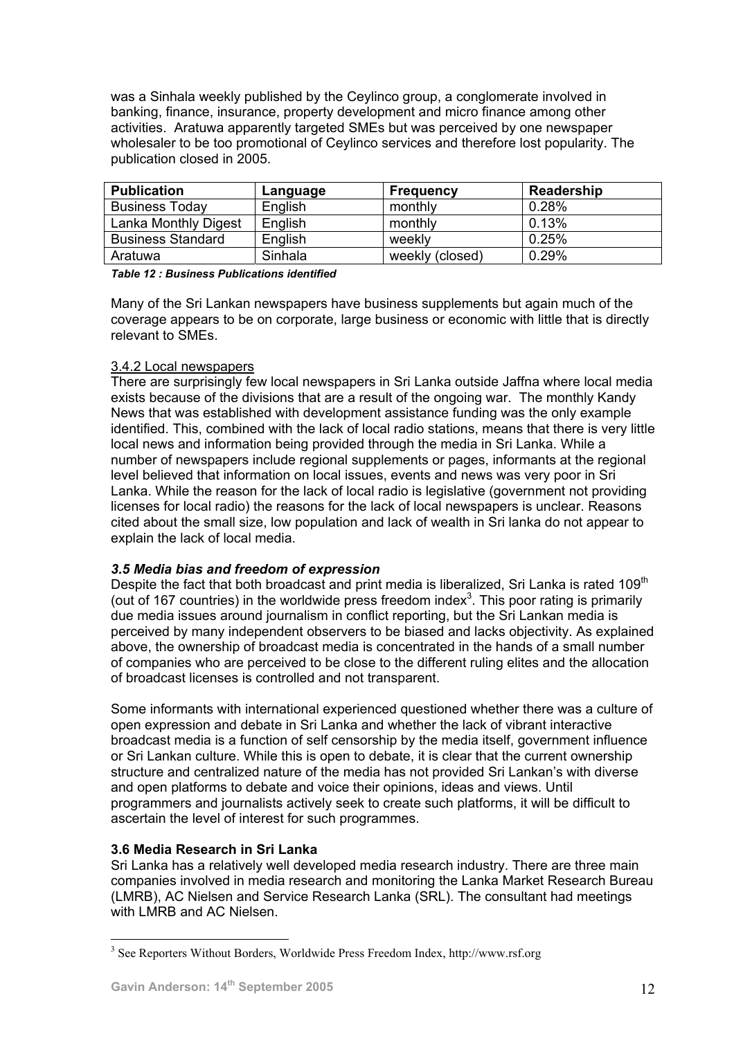was a Sinhala weekly published by the Ceylinco group, a conglomerate involved in banking, finance, insurance, property development and micro finance among other activities. Aratuwa apparently targeted SMEs but was perceived by one newspaper wholesaler to be too promotional of Ceylinco services and therefore lost popularity. The publication closed in 2005.

| Publication | Language | Frequency | Readership |
|---|---|---|---|
| Business Today | English | monthly | 0.28% |
| Lanka Monthly Digest | English | monthly | 0.13% |
| Business Standard | English | weekly | 0.25% |
| Aratuwa | Sinhala | weekly (closed) | 0.29% |

***Table 12 : Business Publications identified***

Many of the Sri Lankan newspapers have business supplements but again much of the coverage appears to be on corporate, large business or economic with little that is directly relevant to SMEs.

3.4.2 Local newspapers

There are surprisingly few local newspapers in Sri Lanka outside Jaffna where local media exists because of the divisions that are a result of the ongoing war. The monthly Kandy News that was established with development assistance funding was the only example identified. This, combined with the lack of local radio stations, means that there is very little local news and information being provided through the media in Sri Lanka. While a number of newspapers include regional supplements or pages, informants at the regional level believed that information on local issues, events and news was very poor in Sri Lanka. While the reason for the lack of local radio is legislative (government not providing licenses for local radio) the reasons for the lack of local newspapers is unclear. Reasons cited about the small size, low population and lack of wealth in Sri lanka do not appear to explain the lack of local media.

### *3.5 Media bias and freedom of expression*

Despite the fact that both broadcast and print media is liberalized, Sri Lanka is rated 109th (out of 167 countries) in the worldwide press freedom index[3]. This poor rating is primarily due media issues around journalism in conflict reporting, but the Sri Lankan media is perceived by many independent observers to be biased and lacks objectivity. As explained above, the ownership of broadcast media is concentrated in the hands of a small number of companies who are perceived to be close to the different ruling elites and the allocation of broadcast licenses is controlled and not transparent.

Some informants with international experienced questioned whether there was a culture of open expression and debate in Sri Lanka and whether the lack of vibrant interactive broadcast media is a function of self censorship by the media itself, government influence or Sri Lankan culture. While this is open to debate, it is clear that the current ownership structure and centralized nature of the media has not provided Sri Lankan's with diverse and open platforms to debate and voice their opinions, ideas and views. Until programmers and journalists actively seek to create such platforms, it will be difficult to ascertain the level of interest for such programmes.

### 3.6 Media Research in Sri Lanka

Sri Lanka has a relatively well developed media research industry. There are three main companies involved in media research and monitoring the Lanka Market Research Bureau (LMRB), AC Nielsen and Service Research Lanka (SRL). The consultant had meetings with LMRB and AC Nielsen.

[3] See Reporters Without Borders, Worldwide Press Freedom Index, http://www.rsf.org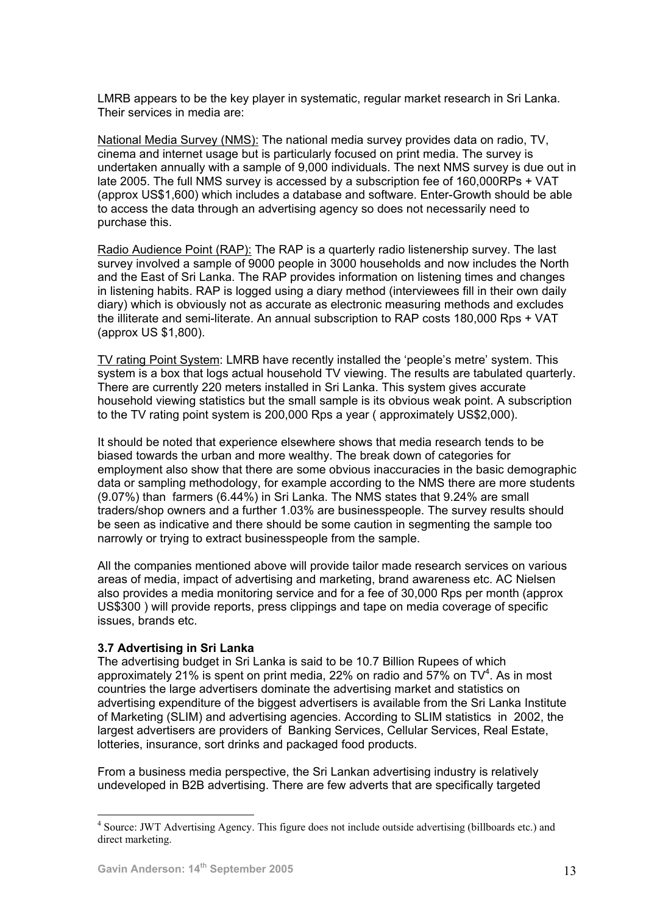LMRB appears to be the key player in systematic, regular market research in Sri Lanka. Their services in media are:

National Media Survey (NMS): The national media survey provides data on radio, TV, cinema and internet usage but is particularly focused on print media. The survey is undertaken annually with a sample of 9,000 individuals. The next NMS survey is due out in late 2005. The full NMS survey is accessed by a subscription fee of 160,000RPs + VAT (approx US$1,600) which includes a database and software. Enter-Growth should be able to access the data through an advertising agency so does not necessarily need to purchase this.

Radio Audience Point (RAP): The RAP is a quarterly radio listenership survey. The last survey involved a sample of 9000 people in 3000 households and now includes the North and the East of Sri Lanka. The RAP provides information on listening times and changes in listening habits. RAP is logged using a diary method (interviewees fill in their own daily diary) which is obviously not as accurate as electronic measuring methods and excludes the illiterate and semi-literate. An annual subscription to RAP costs 180,000 Rps + VAT (approx US $1,800).

TV rating Point System: LMRB have recently installed the 'people's metre' system. This system is a box that logs actual household TV viewing. The results are tabulated quarterly. There are currently 220 meters installed in Sri Lanka. This system gives accurate household viewing statistics but the small sample is its obvious weak point. A subscription to the TV rating point system is 200,000 Rps a year ( approximately US$2,000).

It should be noted that experience elsewhere shows that media research tends to be biased towards the urban and more wealthy. The break down of categories for employment also show that there are some obvious inaccuracies in the basic demographic data or sampling methodology, for example according to the NMS there are more students (9.07%) than farmers (6.44%) in Sri Lanka. The NMS states that 9.24% are small traders/shop owners and a further 1.03% are businesspeople. The survey results should be seen as indicative and there should be some caution in segmenting the sample too narrowly or trying to extract businesspeople from the sample.

All the companies mentioned above will provide tailor made research services on various areas of media, impact of advertising and marketing, brand awareness etc. AC Nielsen also provides a media monitoring service and for a fee of 30,000 Rps per month (approx US$300 ) will provide reports, press clippings and tape on media coverage of specific issues, brands etc.

### 3.7 Advertising in Sri Lanka

The advertising budget in Sri Lanka is said to be 10.7 Billion Rupees of which approximately 21% is spent on print media, 22% on radio and 57% on TV[4]. As in most countries the large advertisers dominate the advertising market and statistics on advertising expenditure of the biggest advertisers is available from the Sri Lanka Institute of Marketing (SLIM) and advertising agencies. According to SLIM statistics in 2002, the largest advertisers are providers of Banking Services, Cellular Services, Real Estate, lotteries, insurance, sort drinks and packaged food products.

From a business media perspective, the Sri Lankan advertising industry is relatively undeveloped in B2B advertising. There are few adverts that are specifically targeted

---

[4] Source: JWT Advertising Agency. This figure does not include outside advertising (billboards etc.) and direct marketing.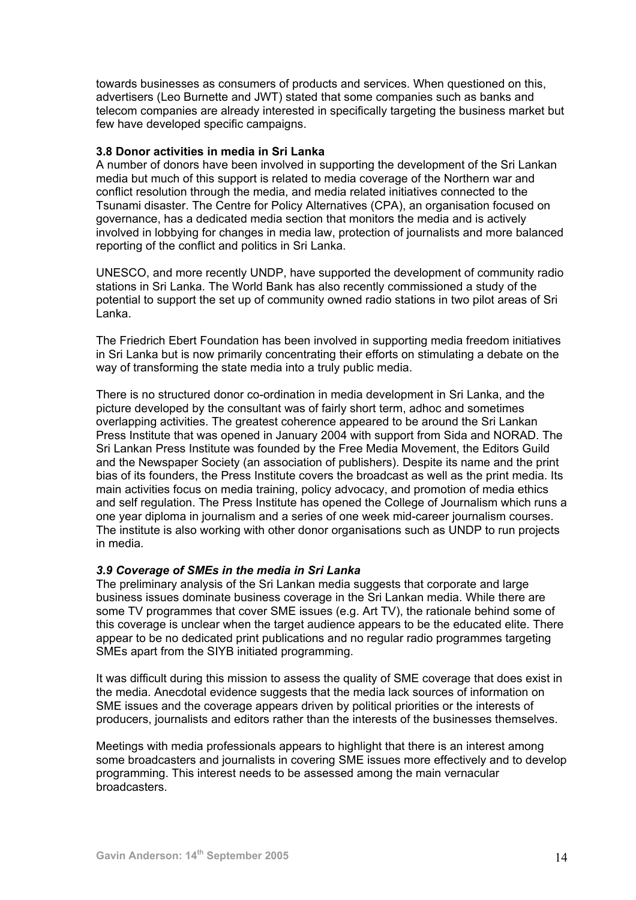towards businesses as consumers of products and services. When questioned on this, advertisers (Leo Burnette and JWT) stated that some companies such as banks and telecom companies are already interested in specifically targeting the business market but few have developed specific campaigns.

### 3.8 Donor activities in media in Sri Lanka

A number of donors have been involved in supporting the development of the Sri Lankan media but much of this support is related to media coverage of the Northern war and conflict resolution through the media, and media related initiatives connected to the Tsunami disaster. The Centre for Policy Alternatives (CPA), an organisation focused on governance, has a dedicated media section that monitors the media and is actively involved in lobbying for changes in media law, protection of journalists and more balanced reporting of the conflict and politics in Sri Lanka.

UNESCO, and more recently UNDP, have supported the development of community radio stations in Sri Lanka. The World Bank has also recently commissioned a study of the potential to support the set up of community owned radio stations in two pilot areas of Sri Lanka.

The Friedrich Ebert Foundation has been involved in supporting media freedom initiatives in Sri Lanka but is now primarily concentrating their efforts on stimulating a debate on the way of transforming the state media into a truly public media.

There is no structured donor co-ordination in media development in Sri Lanka, and the picture developed by the consultant was of fairly short term, adhoc and sometimes overlapping activities. The greatest coherence appeared to be around the Sri Lankan Press Institute that was opened in January 2004 with support from Sida and NORAD. The Sri Lankan Press Institute was founded by the Free Media Movement, the Editors Guild and the Newspaper Society (an association of publishers). Despite its name and the print bias of its founders, the Press Institute covers the broadcast as well as the print media. Its main activities focus on media training, policy advocacy, and promotion of media ethics and self regulation. The Press Institute has opened the College of Journalism which runs a one year diploma in journalism and a series of one week mid-career journalism courses. The institute is also working with other donor organisations such as UNDP to run projects in media.

### *3.9 Coverage of SMEs in the media in Sri Lanka*

The preliminary analysis of the Sri Lankan media suggests that corporate and large business issues dominate business coverage in the Sri Lankan media. While there are some TV programmes that cover SME issues (e.g. Art TV), the rationale behind some of this coverage is unclear when the target audience appears to be the educated elite. There appear to be no dedicated print publications and no regular radio programmes targeting SMEs apart from the SIYB initiated programming.

It was difficult during this mission to assess the quality of SME coverage that does exist in the media. Anecdotal evidence suggests that the media lack sources of information on SME issues and the coverage appears driven by political priorities or the interests of producers, journalists and editors rather than the interests of the businesses themselves.

Meetings with media professionals appears to highlight that there is an interest among some broadcasters and journalists in covering SME issues more effectively and to develop programming. This interest needs to be assessed among the main vernacular broadcasters.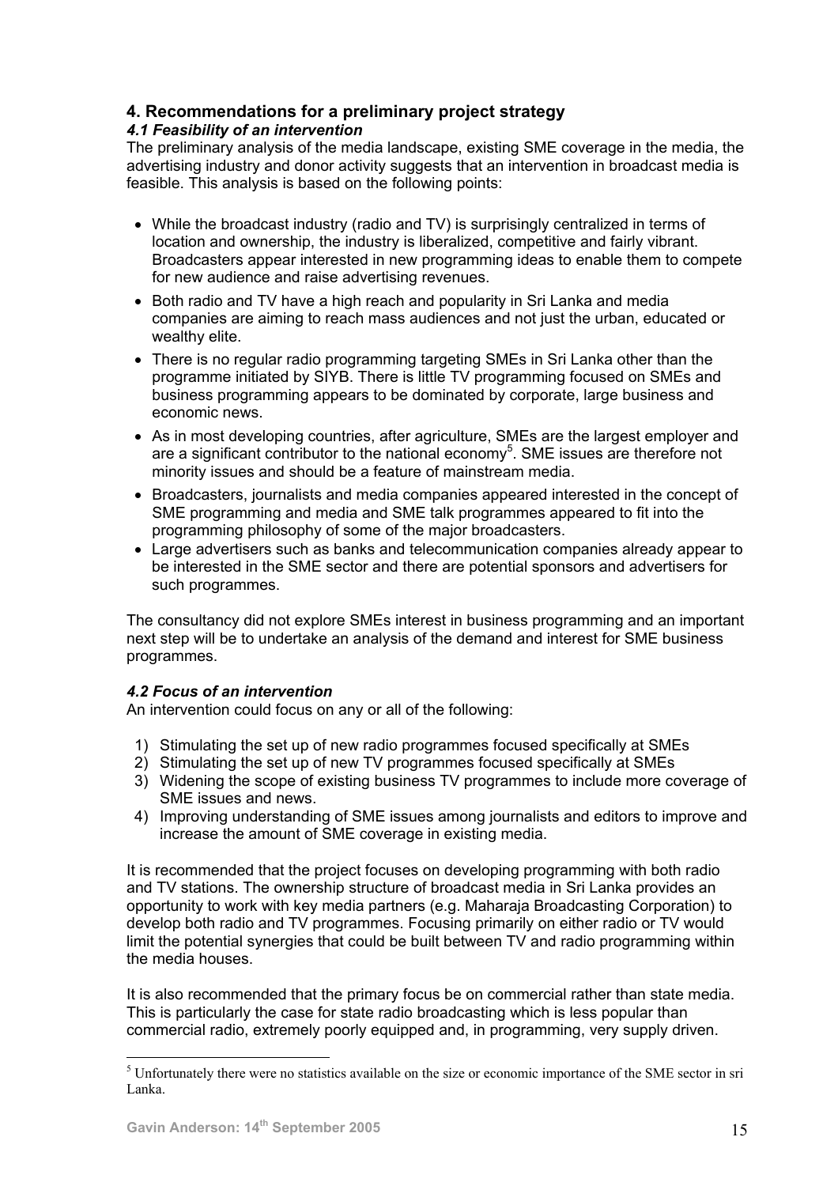## 4. Recommendations for a preliminary project strategy

### *4.1 Feasibility of an intervention*

The preliminary analysis of the media landscape, existing SME coverage in the media, the advertising industry and donor activity suggests that an intervention in broadcast media is feasible. This analysis is based on the following points:

- While the broadcast industry (radio and TV) is surprisingly centralized in terms of location and ownership, the industry is liberalized, competitive and fairly vibrant. Broadcasters appear interested in new programming ideas to enable them to compete for new audience and raise advertising revenues.
- Both radio and TV have a high reach and popularity in Sri Lanka and media companies are aiming to reach mass audiences and not just the urban, educated or wealthy elite.
- There is no regular radio programming targeting SMEs in Sri Lanka other than the programme initiated by SIYB. There is little TV programming focused on SMEs and business programming appears to be dominated by corporate, large business and economic news.
- As in most developing countries, after agriculture, SMEs are the largest employer and are a significant contributor to the national economy[5]. SME issues are therefore not minority issues and should be a feature of mainstream media.
- Broadcasters, journalists and media companies appeared interested in the concept of SME programming and media and SME talk programmes appeared to fit into the programming philosophy of some of the major broadcasters.
- Large advertisers such as banks and telecommunication companies already appear to be interested in the SME sector and there are potential sponsors and advertisers for such programmes.

The consultancy did not explore SMEs interest in business programming and an important next step will be to undertake an analysis of the demand and interest for SME business programmes.

### *4.2 Focus of an intervention*

An intervention could focus on any or all of the following:

1) Stimulating the set up of new radio programmes focused specifically at SMEs
2) Stimulating the set up of new TV programmes focused specifically at SMEs
3) Widening the scope of existing business TV programmes to include more coverage of SME issues and news.
4) Improving understanding of SME issues among journalists and editors to improve and increase the amount of SME coverage in existing media.

It is recommended that the project focuses on developing programming with both radio and TV stations. The ownership structure of broadcast media in Sri Lanka provides an opportunity to work with key media partners (e.g. Maharaja Broadcasting Corporation) to develop both radio and TV programmes. Focusing primarily on either radio or TV would limit the potential synergies that could be built between TV and radio programming within the media houses.

It is also recommended that the primary focus be on commercial rather than state media. This is particularly the case for state radio broadcasting which is less popular than commercial radio, extremely poorly equipped and, in programming, very supply driven.

[5] Unfortunately there were no statistics available on the size or economic importance of the SME sector in sri Lanka.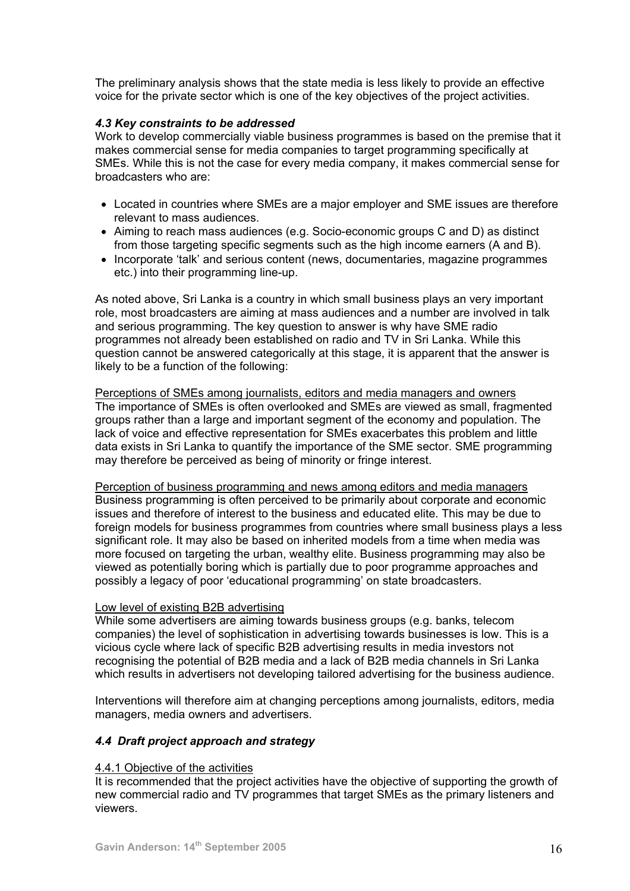The preliminary analysis shows that the state media is less likely to provide an effective voice for the private sector which is one of the key objectives of the project activities.

### *4.3 Key constraints to be addressed*

Work to develop commercially viable business programmes is based on the premise that it makes commercial sense for media companies to target programming specifically at SMEs. While this is not the case for every media company, it makes commercial sense for broadcasters who are:

- Located in countries where SMEs are a major employer and SME issues are therefore relevant to mass audiences.
- Aiming to reach mass audiences (e.g. Socio-economic groups C and D) as distinct from those targeting specific segments such as the high income earners (A and B).
- Incorporate 'talk' and serious content (news, documentaries, magazine programmes etc.) into their programming line-up.

As noted above, Sri Lanka is a country in which small business plays an very important role, most broadcasters are aiming at mass audiences and a number are involved in talk and serious programming. The key question to answer is why have SME radio programmes not already been established on radio and TV in Sri Lanka. While this question cannot be answered categorically at this stage, it is apparent that the answer is likely to be a function of the following:

<u>Perceptions of SMEs among journalists, editors and media managers and owners</u>
The importance of SMEs is often overlooked and SMEs are viewed as small, fragmented groups rather than a large and important segment of the economy and population. The lack of voice and effective representation for SMEs exacerbates this problem and little data exists in Sri Lanka to quantify the importance of the SME sector. SME programming may therefore be perceived as being of minority or fringe interest.

<u>Perception of business programming and news among editors and media managers</u>
Business programming is often perceived to be primarily about corporate and economic issues and therefore of interest to the business and educated elite. This may be due to foreign models for business programmes from countries where small business plays a less significant role. It may also be based on inherited models from a time when media was more focused on targeting the urban, wealthy elite. Business programming may also be viewed as potentially boring which is partially due to poor programme approaches and possibly a legacy of poor 'educational programming' on state broadcasters.

<u>Low level of existing B2B advertising</u>
While some advertisers are aiming towards business groups (e.g. banks, telecom companies) the level of sophistication in advertising towards businesses is low. This is a vicious cycle where lack of specific B2B advertising results in media investors not recognising the potential of B2B media and a lack of B2B media channels in Sri Lanka which results in advertisers not developing tailored advertising for the business audience.

Interventions will therefore aim at changing perceptions among journalists, editors, media managers, media owners and advertisers.

### *4.4 Draft project approach and strategy*

<u>4.4.1 Objective of the activities</u>
It is recommended that the project activities have the objective of supporting the growth of new commercial radio and TV programmes that target SMEs as the primary listeners and viewers.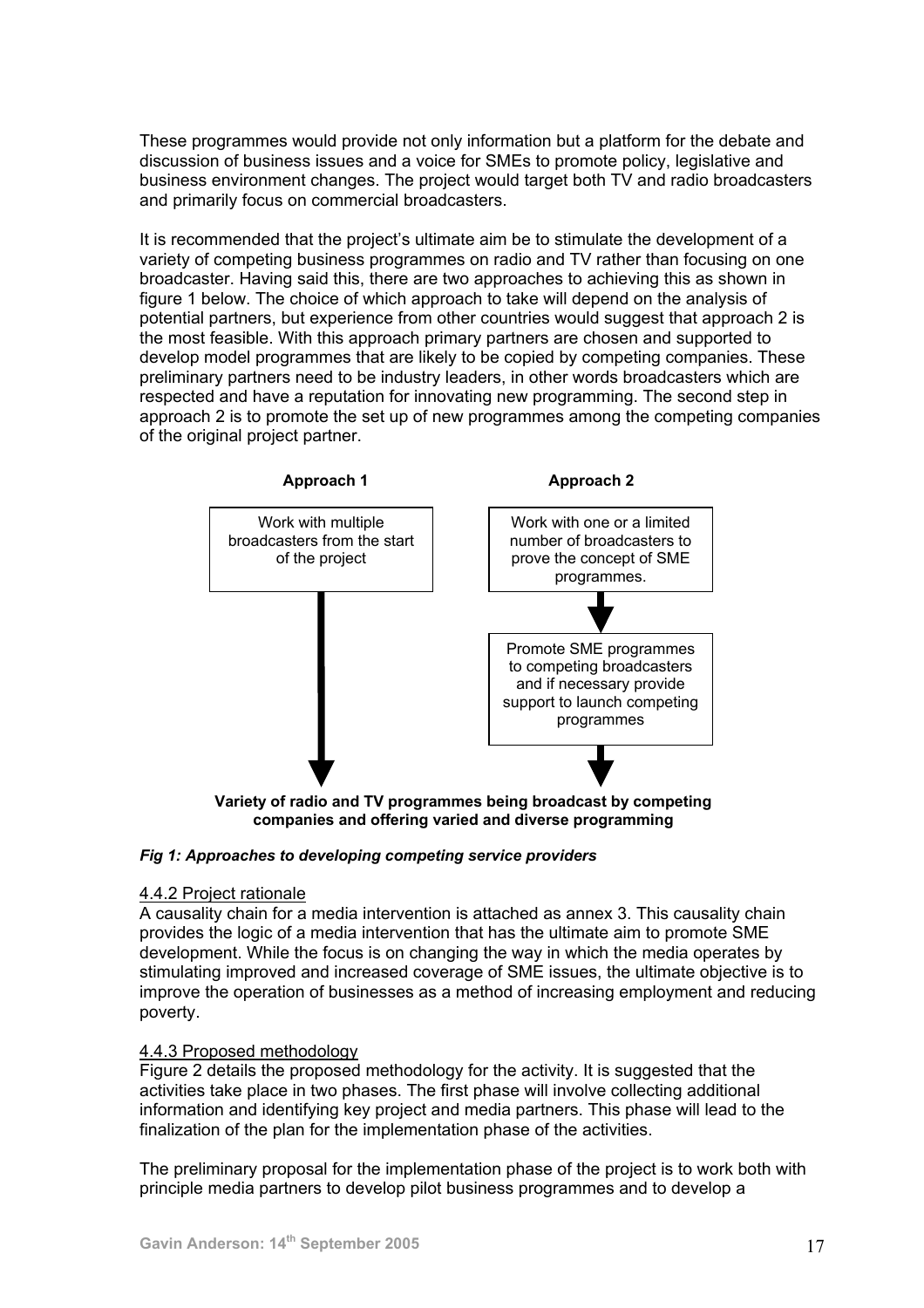These programmes would provide not only information but a platform for the debate and discussion of business issues and a voice for SMEs to promote policy, legislative and business environment changes. The project would target both TV and radio broadcasters and primarily focus on commercial broadcasters.

It is recommended that the project's ultimate aim be to stimulate the development of a variety of competing business programmes on radio and TV rather than focusing on one broadcaster. Having said this, there are two approaches to achieving this as shown in figure 1 below. The choice of which approach to take will depend on the analysis of potential partners, but experience from other countries would suggest that approach 2 is the most feasible. With this approach primary partners are chosen and supported to develop model programmes that are likely to be copied by competing companies. These preliminary partners need to be industry leaders, in other words broadcasters which are respected and have a reputation for innovating new programming. The second step in approach 2 is to promote the set up of new programmes among the competing companies of the original project partner.

**Approach 1**

Work with multiple broadcasters from the start of the project

**Approach 2**

Work with one or a limited number of broadcasters to prove the concept of SME programmes.

Promote SME programmes to competing broadcasters and if necessary provide support to launch competing programmes

**Variety of radio and TV programmes being broadcast by competing companies and offering varied and diverse programming**

***Fig 1: Approaches to developing competing service providers***

4.4.2 Project rationale

A causality chain for a media intervention is attached as annex 3. This causality chain provides the logic of a media intervention that has the ultimate aim to promote SME development. While the focus is on changing the way in which the media operates by stimulating improved and increased coverage of SME issues, the ultimate objective is to improve the operation of businesses as a method of increasing employment and reducing poverty.

4.4.3 Proposed methodology

Figure 2 details the proposed methodology for the activity. It is suggested that the activities take place in two phases. The first phase will involve collecting additional information and identifying key project and media partners. This phase will lead to the finalization of the plan for the implementation phase of the activities.

The preliminary proposal for the implementation phase of the project is to work both with principle media partners to develop pilot business programmes and to develop a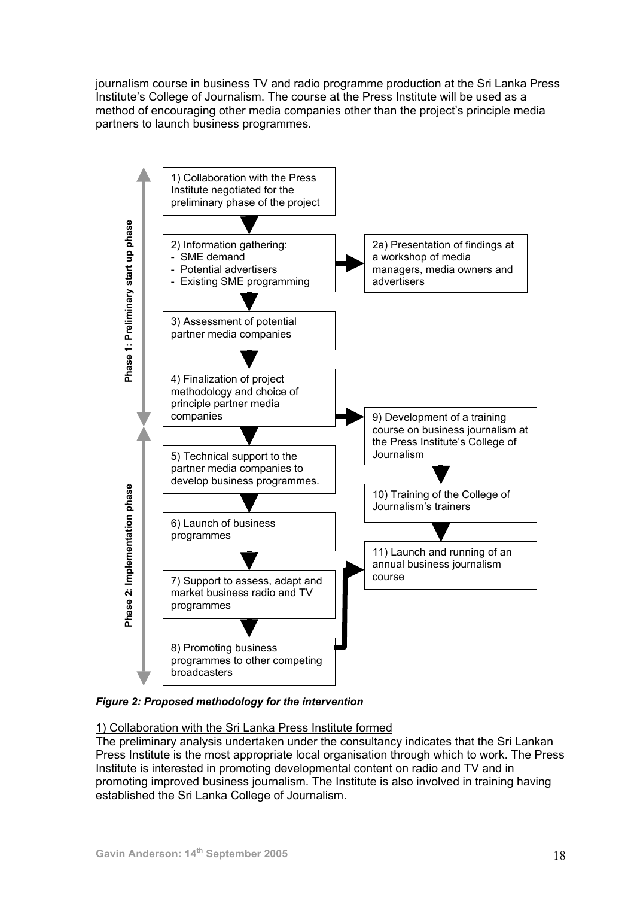journalism course in business TV and radio programme production at the Sri Lanka Press Institute's College of Journalism. The course at the Press Institute will be used as a method of encouraging other media companies other than the project's principle media partners to launch business programmes.

**Phase 1: Preliminary start up phase**

1) Collaboration with the Press Institute negotiated for the preliminary phase of the project

2) Information gathering:
- SME demand
- Potential advertisers
- Existing SME programming

2a) Presentation of findings at a workshop of media managers, media owners and advertisers

3) Assessment of potential partner media companies

4) Finalization of project methodology and choice of principle partner media companies

**Phase 2: Implementation phase**

5) Technical support to the partner media companies to develop business programmes.

6) Launch of business programmes

7) Support to assess, adapt and market business radio and TV programmes

8) Promoting business programmes to other competing broadcasters

9) Development of a training course on business journalism at the Press Institute's College of Journalism

10) Training of the College of Journalism's trainers

11) Launch and running of an annual business journalism course

***Figure 2: Proposed methodology for the intervention***

<u>1) Collaboration with the Sri Lanka Press Institute formed</u>

The preliminary analysis undertaken under the consultancy indicates that the Sri Lankan Press Institute is the most appropriate local organisation through which to work. The Press Institute is interested in promoting developmental content on radio and TV and in promoting improved business journalism. The Institute is also involved in training having established the Sri Lanka College of Journalism.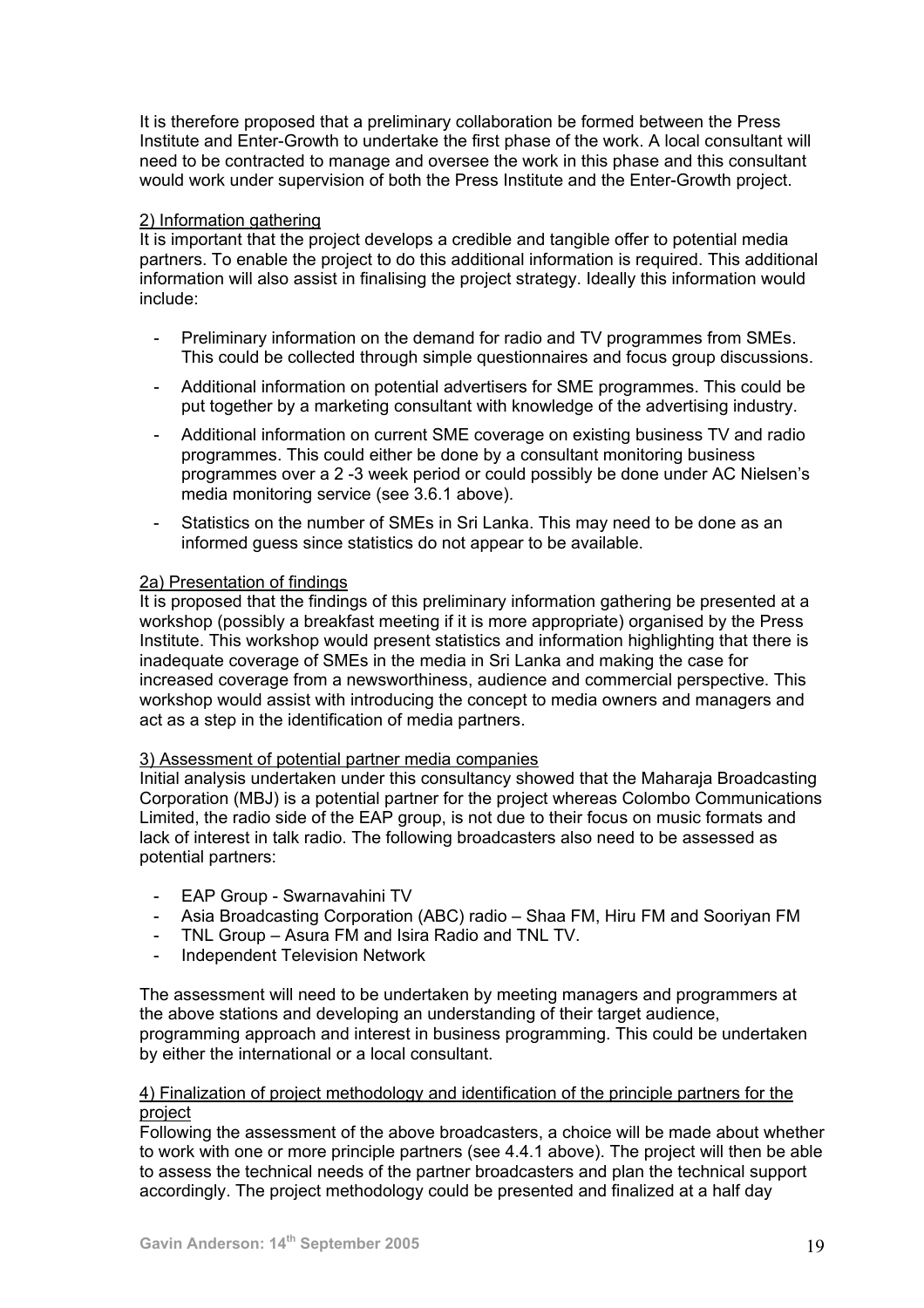It is therefore proposed that a preliminary collaboration be formed between the Press Institute and Enter-Growth to undertake the first phase of the work. A local consultant will need to be contracted to manage and oversee the work in this phase and this consultant would work under supervision of both the Press Institute and the Enter-Growth project.

<u>2) Information gathering</u>

It is important that the project develops a credible and tangible offer to potential media partners. To enable the project to do this additional information is required. This additional information will also assist in finalising the project strategy. Ideally this information would include:

- Preliminary information on the demand for radio and TV programmes from SMEs. This could be collected through simple questionnaires and focus group discussions.
- Additional information on potential advertisers for SME programmes. This could be put together by a marketing consultant with knowledge of the advertising industry.
- Additional information on current SME coverage on existing business TV and radio programmes. This could either be done by a consultant monitoring business programmes over a 2 -3 week period or could possibly be done under AC Nielsen's media monitoring service (see 3.6.1 above).
- Statistics on the number of SMEs in Sri Lanka. This may need to be done as an informed guess since statistics do not appear to be available.

<u>2a) Presentation of findings</u>

It is proposed that the findings of this preliminary information gathering be presented at a workshop (possibly a breakfast meeting if it is more appropriate) organised by the Press Institute. This workshop would present statistics and information highlighting that there is inadequate coverage of SMEs in the media in Sri Lanka and making the case for increased coverage from a newsworthiness, audience and commercial perspective. This workshop would assist with introducing the concept to media owners and managers and act as a step in the identification of media partners.

<u>3) Assessment of potential partner media companies</u>

Initial analysis undertaken under this consultancy showed that the Maharaja Broadcasting Corporation (MBJ) is a potential partner for the project whereas Colombo Communications Limited, the radio side of the EAP group, is not due to their focus on music formats and lack of interest in talk radio. The following broadcasters also need to be assessed as potential partners:

- EAP Group - Swarnavahini TV
- Asia Broadcasting Corporation (ABC) radio – Shaa FM, Hiru FM and Sooriyan FM
- TNL Group – Asura FM and Isira Radio and TNL TV.
- Independent Television Network

The assessment will need to be undertaken by meeting managers and programmers at the above stations and developing an understanding of their target audience, programming approach and interest in business programming. This could be undertaken by either the international or a local consultant.

<u>4) Finalization of project methodology and identification of the principle partners for the project</u>

Following the assessment of the above broadcasters, a choice will be made about whether to work with one or more principle partners (see 4.4.1 above). The project will then be able to assess the technical needs of the partner broadcasters and plan the technical support accordingly. The project methodology could be presented and finalized at a half day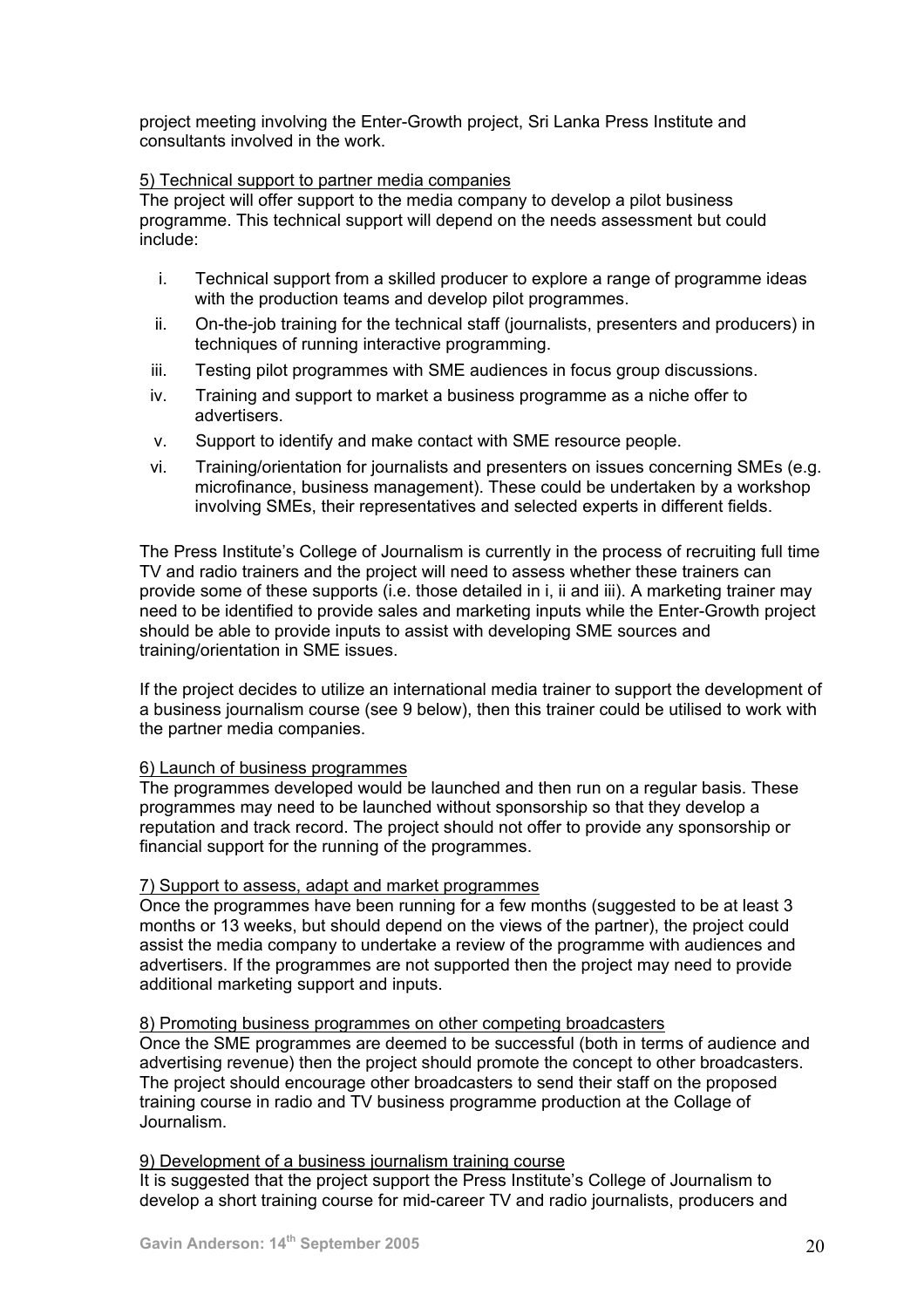project meeting involving the Enter-Growth project, Sri Lanka Press Institute and consultants involved in the work.

5) Technical support to partner media companies

The project will offer support to the media company to develop a pilot business programme. This technical support will depend on the needs assessment but could include:

i. Technical support from a skilled producer to explore a range of programme ideas with the production teams and develop pilot programmes.
ii. On-the-job training for the technical staff (journalists, presenters and producers) in techniques of running interactive programming.
iii. Testing pilot programmes with SME audiences in focus group discussions.
iv. Training and support to market a business programme as a niche offer to advertisers.
v. Support to identify and make contact with SME resource people.
vi. Training/orientation for journalists and presenters on issues concerning SMEs (e.g. microfinance, business management). These could be undertaken by a workshop involving SMEs, their representatives and selected experts in different fields.

The Press Institute's College of Journalism is currently in the process of recruiting full time TV and radio trainers and the project will need to assess whether these trainers can provide some of these supports (i.e. those detailed in i, ii and iii). A marketing trainer may need to be identified to provide sales and marketing inputs while the Enter-Growth project should be able to provide inputs to assist with developing SME sources and training/orientation in SME issues.

If the project decides to utilize an international media trainer to support the development of a business journalism course (see 9 below), then this trainer could be utilised to work with the partner media companies.

6) Launch of business programmes

The programmes developed would be launched and then run on a regular basis. These programmes may need to be launched without sponsorship so that they develop a reputation and track record. The project should not offer to provide any sponsorship or financial support for the running of the programmes.

7) Support to assess, adapt and market programmes

Once the programmes have been running for a few months (suggested to be at least 3 months or 13 weeks, but should depend on the views of the partner), the project could assist the media company to undertake a review of the programme with audiences and advertisers. If the programmes are not supported then the project may need to provide additional marketing support and inputs.

8) Promoting business programmes on other competing broadcasters

Once the SME programmes are deemed to be successful (both in terms of audience and advertising revenue) then the project should promote the concept to other broadcasters. The project should encourage other broadcasters to send their staff on the proposed training course in radio and TV business programme production at the Collage of Journalism.

9) Development of a business journalism training course

It is suggested that the project support the Press Institute's College of Journalism to develop a short training course for mid-career TV and radio journalists, producers and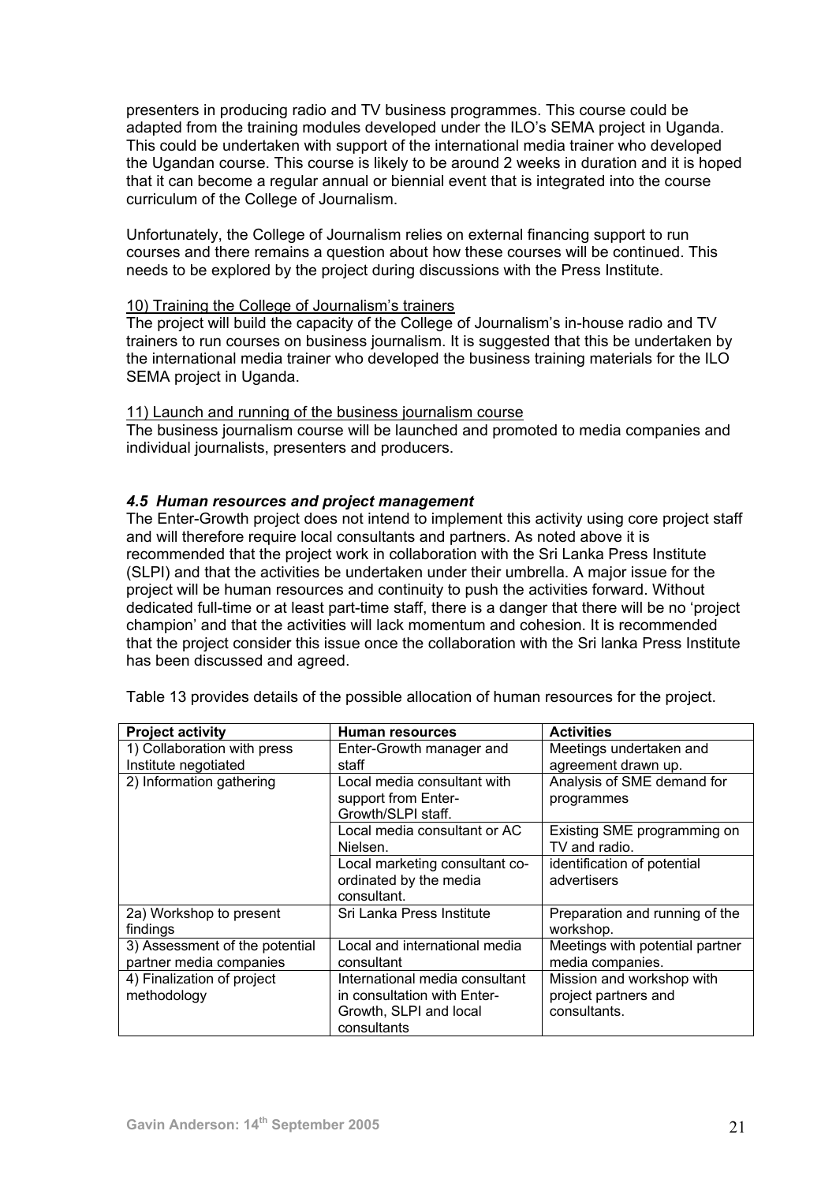presenters in producing radio and TV business programmes. This course could be adapted from the training modules developed under the ILO's SEMA project in Uganda. This could be undertaken with support of the international media trainer who developed the Ugandan course. This course is likely to be around 2 weeks in duration and it is hoped that it can become a regular annual or biennial event that is integrated into the course curriculum of the College of Journalism.

Unfortunately, the College of Journalism relies on external financing support to run courses and there remains a question about how these courses will be continued. This needs to be explored by the project during discussions with the Press Institute.

10) Training the College of Journalism's trainers

The project will build the capacity of the College of Journalism's in-house radio and TV trainers to run courses on business journalism. It is suggested that this be undertaken by the international media trainer who developed the business training materials for the ILO SEMA project in Uganda.

11) Launch and running of the business journalism course

The business journalism course will be launched and promoted to media companies and individual journalists, presenters and producers.

### *4.5 Human resources and project management*

The Enter-Growth project does not intend to implement this activity using core project staff and will therefore require local consultants and partners. As noted above it is recommended that the project work in collaboration with the Sri Lanka Press Institute (SLPI) and that the activities be undertaken under their umbrella. A major issue for the project will be human resources and continuity to push the activities forward. Without dedicated full-time or at least part-time staff, there is a danger that there will be no 'project champion' and that the activities will lack momentum and cohesion. It is recommended that the project consider this issue once the collaboration with the Sri lanka Press Institute has been discussed and agreed.

Table 13 provides details of the possible allocation of human resources for the project.

| **Project activity** | **Human resources** | **Activities** |
|---|---|---|
| 1) Collaboration with press Institute negotiated | Enter-Growth manager and staff | Meetings undertaken and agreement drawn up. |
| 2) Information gathering | Local media consultant with support from Enter-Growth/SLPI staff. | Analysis of SME demand for programmes |
| | Local media consultant or AC Nielsen. | Existing SME programming on TV and radio. |
| | Local marketing consultant co-ordinated by the media consultant. | identification of potential advertisers |
| 2a) Workshop to present findings | Sri Lanka Press Institute | Preparation and running of the workshop. |
| 3) Assessment of the potential partner media companies | Local and international media consultant | Meetings with potential partner media companies. |
| 4) Finalization of project methodology | International media consultant in consultation with Enter-Growth, SLPI and local consultants | Mission and workshop with project partners and consultants. |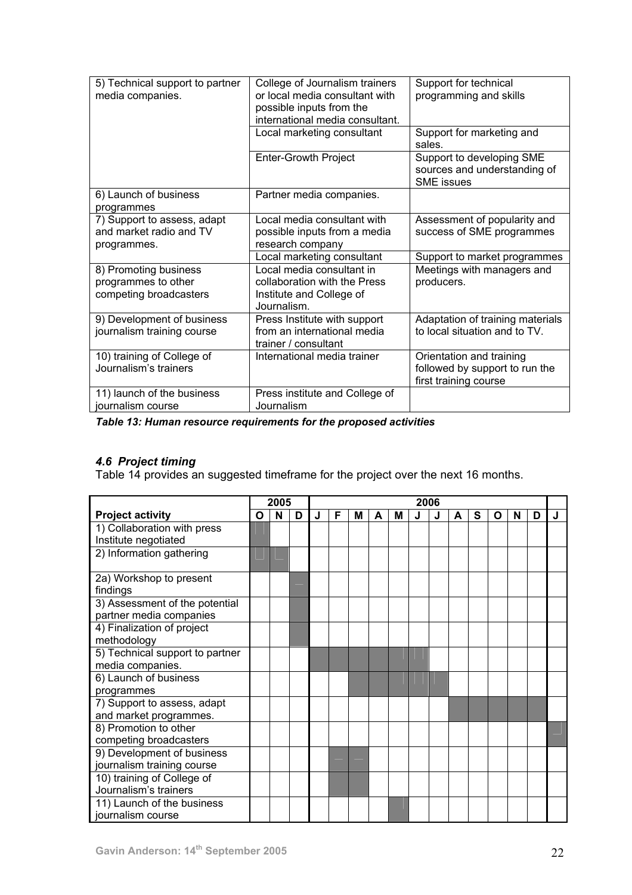| 5) Technical support to partner media companies. | College of Journalism trainers or local media consultant with possible inputs from the international media consultant. | Support for technical programming and skills |
| --- | --- | --- |
| | Local marketing consultant | Support for marketing and sales. |
| | Enter-Growth Project | Support to developing SME sources and understanding of SME issues |
| 6) Launch of business programmes | Partner media companies. | |
| 7) Support to assess, adapt and market radio and TV programmes. | Local media consultant with possible inputs from a media research company | Assessment of popularity and success of SME programmes |
| | Local marketing consultant | Support to market programmes |
| 8) Promoting business programmes to other competing broadcasters | Local media consultant in collaboration with the Press Institute and College of Journalism. | Meetings with managers and producers. |
| 9) Development of business journalism training course | Press Institute with support from an international media trainer / consultant | Adaptation of training materials to local situation and to TV. |
| 10) training of College of Journalism's trainers | International media trainer | Orientation and training followed by support to run the first training course |
| 11) launch of the business journalism course | Press institute and College of Journalism | |

***Table 13: Human resource requirements for the proposed activities***

### *4.6 Project timing*

Table 14 provides an suggested timeframe for the project over the next 16 months.

| | 2005 | | | 2006 | | | | | | | | | | | | |
| --- | --- | --- | --- | --- | --- | --- | --- | --- | --- | --- | --- | --- | --- | --- | --- | --- |
| **Project activity** | **O** | **N** | **D** | **J** | **F** | **M** | **A** | **M** | **J** | **J** | **A** | **S** | **O** | **N** | **D** | **J** |
| 1) Collaboration with press Institute negotiated | ■ | | | | | | | | | | | | | | | |
| 2) Information gathering | ■ | ■ | | | | | | | | | | | | | | |
| 2a) Workshop to present findings | | | ■ | | | | | | | | | | | | | |
| 3) Assessment of the potential partner media companies | | | ■ | | | | | | | | | | | | | |
| 4) Finalization of project methodology | | | ■ | | | | | | | | | | | | | |
| 5) Technical support to partner media companies. | | | | ■ | ■ | ■ | ■ | ■ | ■ | | | | | | | |
| 6) Launch of business programmes | | | | | | ■ | ■ | ■ | ■ | ■ | | | | | | |
| 7) Support to assess, adapt and market programmes. | | | | | | | | | | | ■ | ■ | ■ | ■ | ■ | |
| 8) Promotion to other competing broadcasters | | | | | | | | | | | | | | | | ■ |
| 9) Development of business journalism training course | | | | | ■ | ■ | | | | | | | | | | |
| 10) training of College of Journalism's trainers | | | | | ■ | ■ | | | | | | | | | | |
| 11) Launch of the business journalism course | | | | | | | | ■ | | | | | | | | |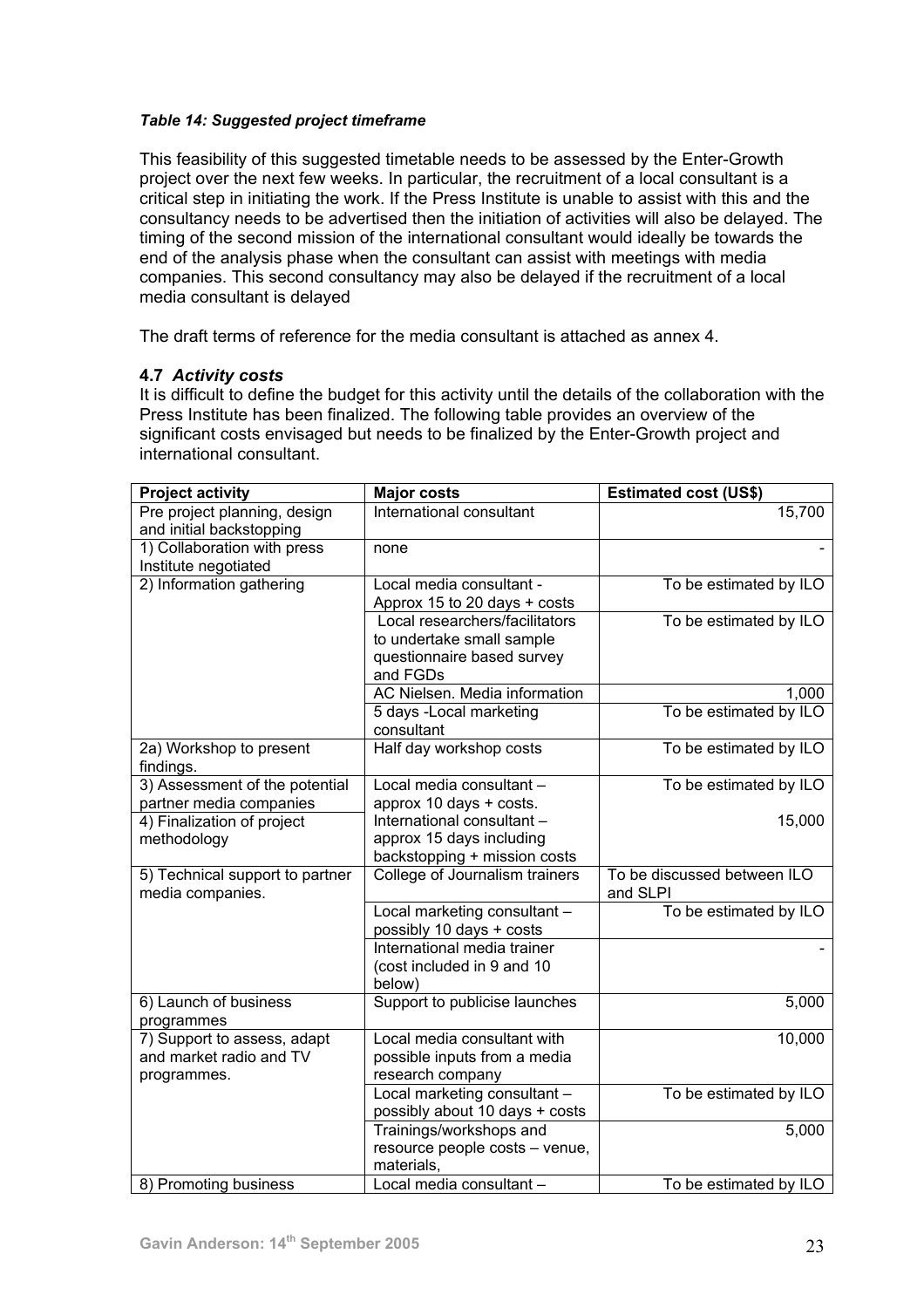***Table 14: Suggested project timeframe***

This feasibility of this suggested timetable needs to be assessed by the Enter-Growth project over the next few weeks. In particular, the recruitment of a local consultant is a critical step in initiating the work. If the Press Institute is unable to assist with this and the consultancy needs to be advertised then the initiation of activities will also be delayed. The timing of the second mission of the international consultant would ideally be towards the end of the analysis phase when the consultant can assist with meetings with media companies. This second consultancy may also be delayed if the recruitment of a local media consultant is delayed

The draft terms of reference for the media consultant is attached as annex 4.

### 4.7 *Activity costs*

It is difficult to define the budget for this activity until the details of the collaboration with the Press Institute has been finalized. The following table provides an overview of the significant costs envisaged but needs to be finalized by the Enter-Growth project and international consultant.

| Project activity | Major costs | Estimated cost (US$) |
|---|---|---|
| Pre project planning, design and initial backstopping | International consultant | 15,700 |
| 1) Collaboration with press Institute negotiated | none | - |
| 2) Information gathering | Local media consultant - Approx 15 to 20 days + costs | To be estimated by ILO |
| | Local researchers/facilitators to undertake small sample questionnaire based survey and FGDs | To be estimated by ILO |
| | AC Nielsen. Media information | 1,000 |
| | 5 days -Local marketing consultant | To be estimated by ILO |
| 2a) Workshop to present findings. | Half day workshop costs | To be estimated by ILO |
| 3) Assessment of the potential partner media companies | Local media consultant – approx 10 days + costs. | To be estimated by ILO |
| 4) Finalization of project methodology | International consultant – approx 15 days including backstopping + mission costs | 15,000 |
| 5) Technical support to partner media companies. | College of Journalism trainers | To be discussed between ILO and SLPI |
| | Local marketing consultant – possibly 10 days + costs | To be estimated by ILO |
| | International media trainer (cost included in 9 and 10 below) | - |
| 6) Launch of business programmes | Support to publicise launches | 5,000 |
| 7) Support to assess, adapt and market radio and TV programmes. | Local media consultant with possible inputs from a media research company | 10,000 |
| | Local marketing consultant – possibly about 10 days + costs | To be estimated by ILO |
| | Trainings/workshops and resource people costs – venue, materials, | 5,000 |
| 8) Promoting business | Local media consultant – | To be estimated by ILO |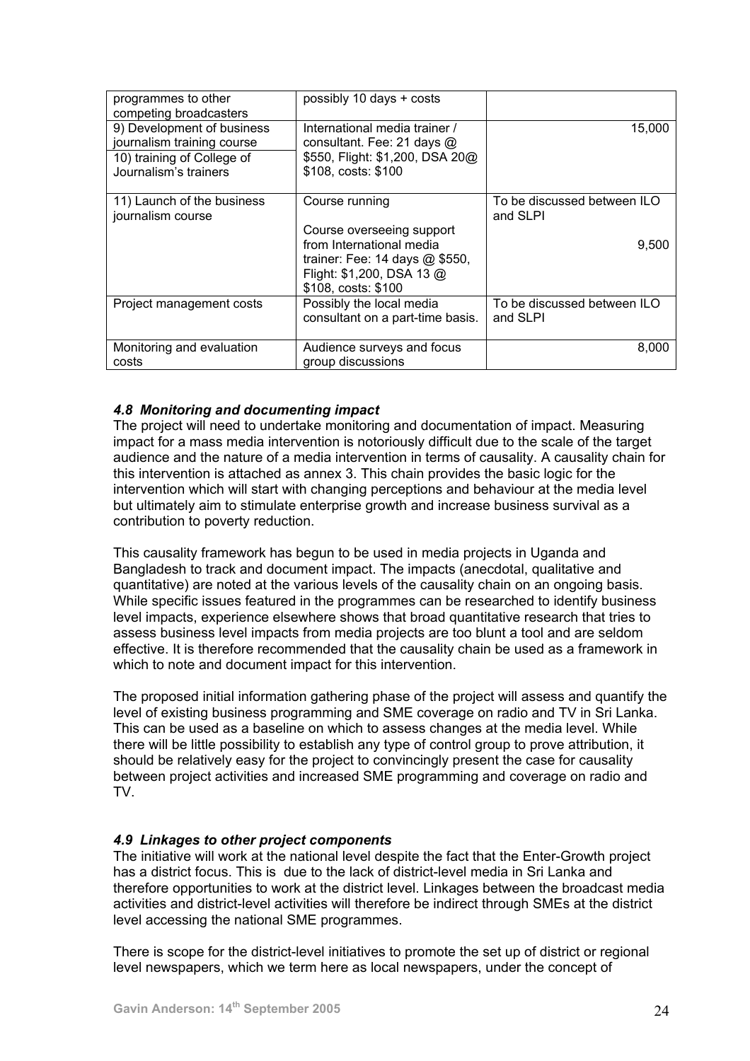| | | |
|---|---|---|
| programmes to other competing broadcasters | possibly 10 days + costs | |
| 9) Development of business journalism training course<br>10) training of College of Journalism's trainers | International media trainer / consultant. Fee: 21 days @ $550, Flight: $1,200, DSA 20@ $108, costs: $100 | 15,000 |
| 11) Launch of the business journalism course | Course running<br><br>Course overseeing support from International media trainer: Fee: 14 days @ $550, Flight: $1,200, DSA 13 @ $108, costs: $100 | To be discussed between ILO and SLPI<br><br>9,500 |
| Project management costs | Possibly the local media consultant on a part-time basis. | To be discussed between ILO and SLPI |
| Monitoring and evaluation costs | Audience surveys and focus group discussions | 8,000 |

### *4.8 Monitoring and documenting impact*

The project will need to undertake monitoring and documentation of impact. Measuring impact for a mass media intervention is notoriously difficult due to the scale of the target audience and the nature of a media intervention in terms of causality. A causality chain for this intervention is attached as annex 3. This chain provides the basic logic for the intervention which will start with changing perceptions and behaviour at the media level but ultimately aim to stimulate enterprise growth and increase business survival as a contribution to poverty reduction.

This causality framework has begun to be used in media projects in Uganda and Bangladesh to track and document impact. The impacts (anecdotal, qualitative and quantitative) are noted at the various levels of the causality chain on an ongoing basis. While specific issues featured in the programmes can be researched to identify business level impacts, experience elsewhere shows that broad quantitative research that tries to assess business level impacts from media projects are too blunt a tool and are seldom effective. It is therefore recommended that the causality chain be used as a framework in which to note and document impact for this intervention.

The proposed initial information gathering phase of the project will assess and quantify the level of existing business programming and SME coverage on radio and TV in Sri Lanka. This can be used as a baseline on which to assess changes at the media level. While there will be little possibility to establish any type of control group to prove attribution, it should be relatively easy for the project to convincingly present the case for causality between project activities and increased SME programming and coverage on radio and TV.

### *4.9 Linkages to other project components*

The initiative will work at the national level despite the fact that the Enter-Growth project has a district focus. This is due to the lack of district-level media in Sri Lanka and therefore opportunities to work at the district level. Linkages between the broadcast media activities and district-level activities will therefore be indirect through SMEs at the district level accessing the national SME programmes.

There is scope for the district-level initiatives to promote the set up of district or regional level newspapers, which we term here as local newspapers, under the concept of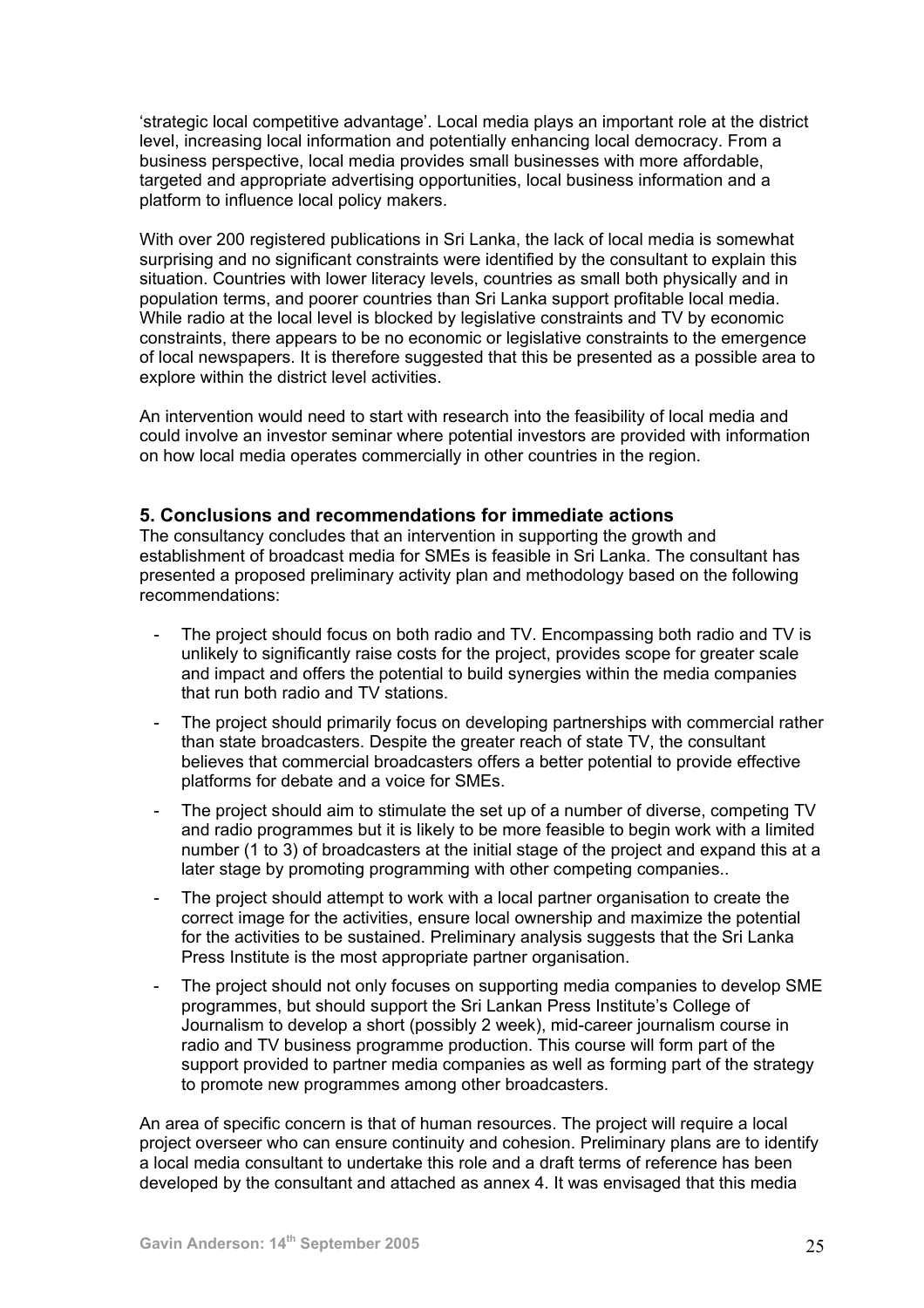'strategic local competitive advantage'. Local media plays an important role at the district level, increasing local information and potentially enhancing local democracy. From a business perspective, local media provides small businesses with more affordable, targeted and appropriate advertising opportunities, local business information and a platform to influence local policy makers.

With over 200 registered publications in Sri Lanka, the lack of local media is somewhat surprising and no significant constraints were identified by the consultant to explain this situation. Countries with lower literacy levels, countries as small both physically and in population terms, and poorer countries than Sri Lanka support profitable local media. While radio at the local level is blocked by legislative constraints and TV by economic constraints, there appears to be no economic or legislative constraints to the emergence of local newspapers. It is therefore suggested that this be presented as a possible area to explore within the district level activities.

An intervention would need to start with research into the feasibility of local media and could involve an investor seminar where potential investors are provided with information on how local media operates commercially in other countries in the region.

## 5. Conclusions and recommendations for immediate actions

The consultancy concludes that an intervention in supporting the growth and establishment of broadcast media for SMEs is feasible in Sri Lanka. The consultant has presented a proposed preliminary activity plan and methodology based on the following recommendations:

- The project should focus on both radio and TV. Encompassing both radio and TV is unlikely to significantly raise costs for the project, provides scope for greater scale and impact and offers the potential to build synergies within the media companies that run both radio and TV stations.
- The project should primarily focus on developing partnerships with commercial rather than state broadcasters. Despite the greater reach of state TV, the consultant believes that commercial broadcasters offers a better potential to provide effective platforms for debate and a voice for SMEs.
- The project should aim to stimulate the set up of a number of diverse, competing TV and radio programmes but it is likely to be more feasible to begin work with a limited number (1 to 3) of broadcasters at the initial stage of the project and expand this at a later stage by promoting programming with other competing companies..
- The project should attempt to work with a local partner organisation to create the correct image for the activities, ensure local ownership and maximize the potential for the activities to be sustained. Preliminary analysis suggests that the Sri Lanka Press Institute is the most appropriate partner organisation.
- The project should not only focuses on supporting media companies to develop SME programmes, but should support the Sri Lankan Press Institute's College of Journalism to develop a short (possibly 2 week), mid-career journalism course in radio and TV business programme production. This course will form part of the support provided to partner media companies as well as forming part of the strategy to promote new programmes among other broadcasters.

An area of specific concern is that of human resources. The project will require a local project overseer who can ensure continuity and cohesion. Preliminary plans are to identify a local media consultant to undertake this role and a draft terms of reference has been developed by the consultant and attached as annex 4. It was envisaged that this media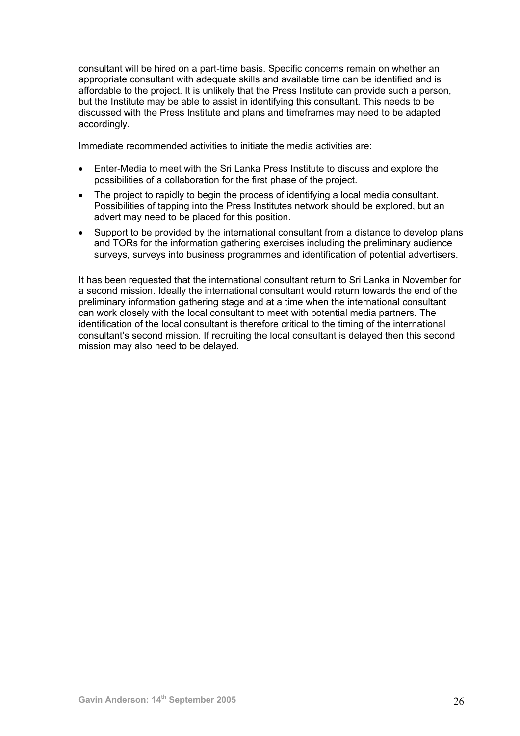consultant will be hired on a part-time basis. Specific concerns remain on whether an appropriate consultant with adequate skills and available time can be identified and is affordable to the project. It is unlikely that the Press Institute can provide such a person, but the Institute may be able to assist in identifying this consultant. This needs to be discussed with the Press Institute and plans and timeframes may need to be adapted accordingly.

Immediate recommended activities to initiate the media activities are:

- Enter-Media to meet with the Sri Lanka Press Institute to discuss and explore the possibilities of a collaboration for the first phase of the project.
- The project to rapidly to begin the process of identifying a local media consultant. Possibilities of tapping into the Press Institutes network should be explored, but an advert may need to be placed for this position.
- Support to be provided by the international consultant from a distance to develop plans and TORs for the information gathering exercises including the preliminary audience surveys, surveys into business programmes and identification of potential advertisers.

It has been requested that the international consultant return to Sri Lanka in November for a second mission. Ideally the international consultant would return towards the end of the preliminary information gathering stage and at a time when the international consultant can work closely with the local consultant to meet with potential media partners. The identification of the local consultant is therefore critical to the timing of the international consultant's second mission. If recruiting the local consultant is delayed then this second mission may also need to be delayed.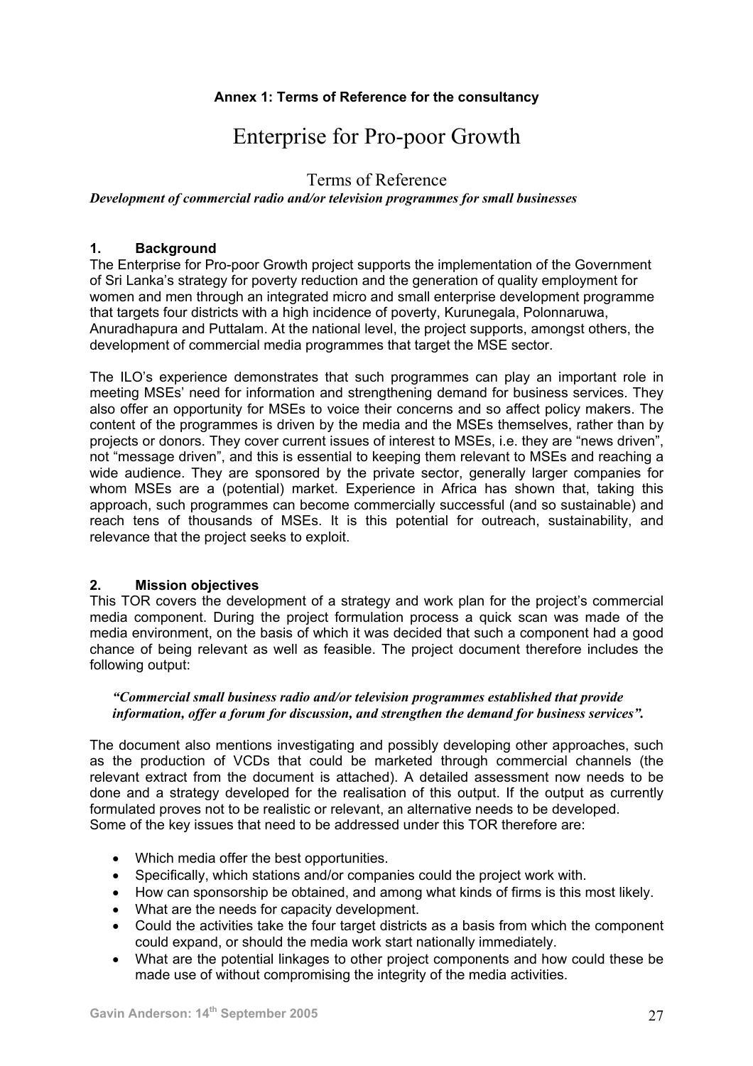**Annex 1: Terms of Reference for the consultancy**

# Enterprise for Pro-poor Growth

## Terms of Reference

***Development of commercial radio and/or television programmes for small businesses***

### 1. Background

The Enterprise for Pro-poor Growth project supports the implementation of the Government of Sri Lanka's strategy for poverty reduction and the generation of quality employment for women and men through an integrated micro and small enterprise development programme that targets four districts with a high incidence of poverty, Kurunegala, Polonnaruwa, Anuradhapura and Puttalam. At the national level, the project supports, amongst others, the development of commercial media programmes that target the MSE sector.

The ILO's experience demonstrates that such programmes can play an important role in meeting MSEs' need for information and strengthening demand for business services. They also offer an opportunity for MSEs to voice their concerns and so affect policy makers. The content of the programmes is driven by the media and the MSEs themselves, rather than by projects or donors. They cover current issues of interest to MSEs, i.e. they are "news driven", not "message driven", and this is essential to keeping them relevant to MSEs and reaching a wide audience. They are sponsored by the private sector, generally larger companies for whom MSEs are a (potential) market. Experience in Africa has shown that, taking this approach, such programmes can become commercially successful (and so sustainable) and reach tens of thousands of MSEs. It is this potential for outreach, sustainability, and relevance that the project seeks to exploit.

### 2. Mission objectives

This TOR covers the development of a strategy and work plan for the project's commercial media component. During the project formulation process a quick scan was made of the media environment, on the basis of which it was decided that such a component had a good chance of being relevant as well as feasible. The project document therefore includes the following output:

> ***"Commercial small business radio and/or television programmes established that provide information, offer a forum for discussion, and strengthen the demand for business services".***

The document also mentions investigating and possibly developing other approaches, such as the production of VCDs that could be marketed through commercial channels (the relevant extract from the document is attached). A detailed assessment now needs to be done and a strategy developed for the realisation of this output. If the output as currently formulated proves not to be realistic or relevant, an alternative needs to be developed.
Some of the key issues that need to be addressed under this TOR therefore are:

- Which media offer the best opportunities.
- Specifically, which stations and/or companies could the project work with.
- How can sponsorship be obtained, and among what kinds of firms is this most likely.
- What are the needs for capacity development.
- Could the activities take the four target districts as a basis from which the component could expand, or should the media work start nationally immediately.
- What are the potential linkages to other project components and how could these be made use of without compromising the integrity of the media activities.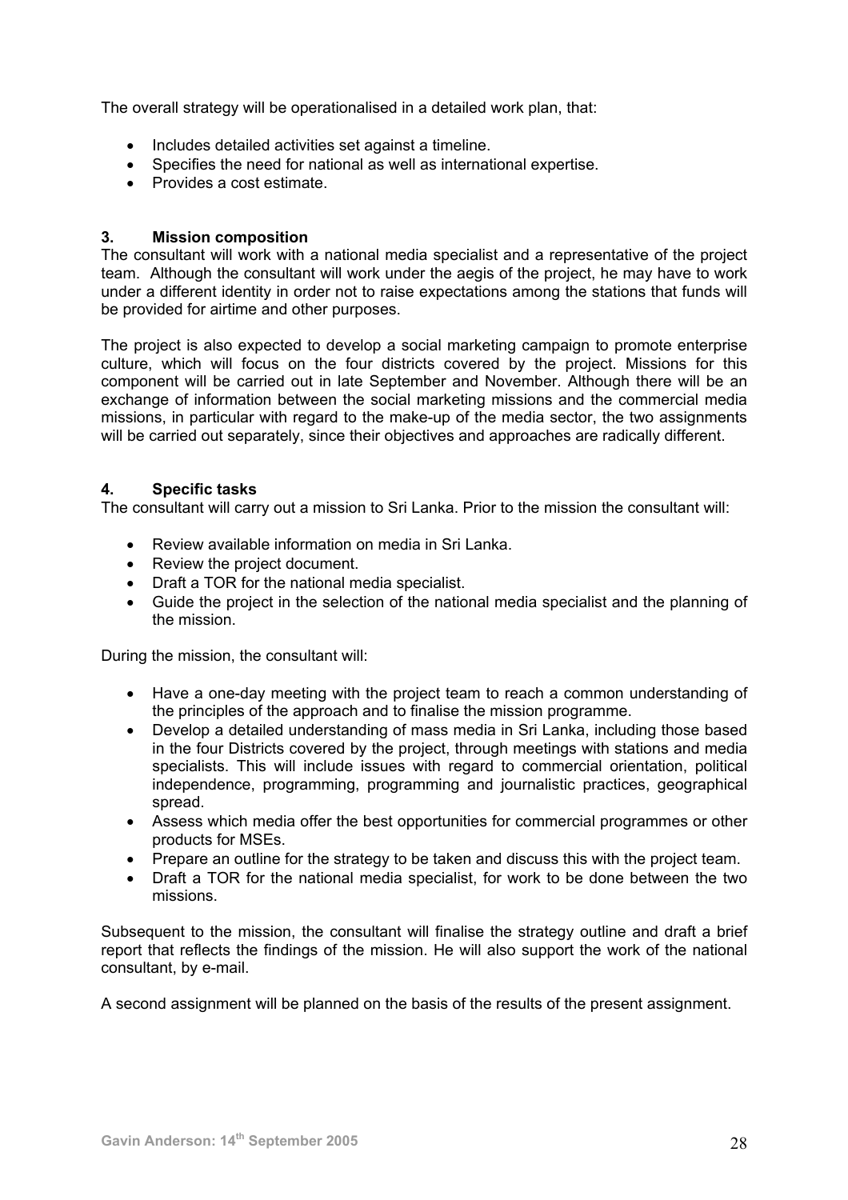The overall strategy will be operationalised in a detailed work plan, that:

- Includes detailed activities set against a timeline.
- Specifies the need for national as well as international expertise.
- Provides a cost estimate.

### 3. Mission composition

The consultant will work with a national media specialist and a representative of the project team. Although the consultant will work under the aegis of the project, he may have to work under a different identity in order not to raise expectations among the stations that funds will be provided for airtime and other purposes.

The project is also expected to develop a social marketing campaign to promote enterprise culture, which will focus on the four districts covered by the project. Missions for this component will be carried out in late September and November. Although there will be an exchange of information between the social marketing missions and the commercial media missions, in particular with regard to the make-up of the media sector, the two assignments will be carried out separately, since their objectives and approaches are radically different.

### 4. Specific tasks

The consultant will carry out a mission to Sri Lanka. Prior to the mission the consultant will:

- Review available information on media in Sri Lanka.
- Review the project document.
- Draft a TOR for the national media specialist.
- Guide the project in the selection of the national media specialist and the planning of the mission.

During the mission, the consultant will:

- Have a one-day meeting with the project team to reach a common understanding of the principles of the approach and to finalise the mission programme.
- Develop a detailed understanding of mass media in Sri Lanka, including those based in the four Districts covered by the project, through meetings with stations and media specialists. This will include issues with regard to commercial orientation, political independence, programming, programming and journalistic practices, geographical spread.
- Assess which media offer the best opportunities for commercial programmes or other products for MSEs.
- Prepare an outline for the strategy to be taken and discuss this with the project team.
- Draft a TOR for the national media specialist, for work to be done between the two missions.

Subsequent to the mission, the consultant will finalise the strategy outline and draft a brief report that reflects the findings of the mission. He will also support the work of the national consultant, by e-mail.

A second assignment will be planned on the basis of the results of the present assignment.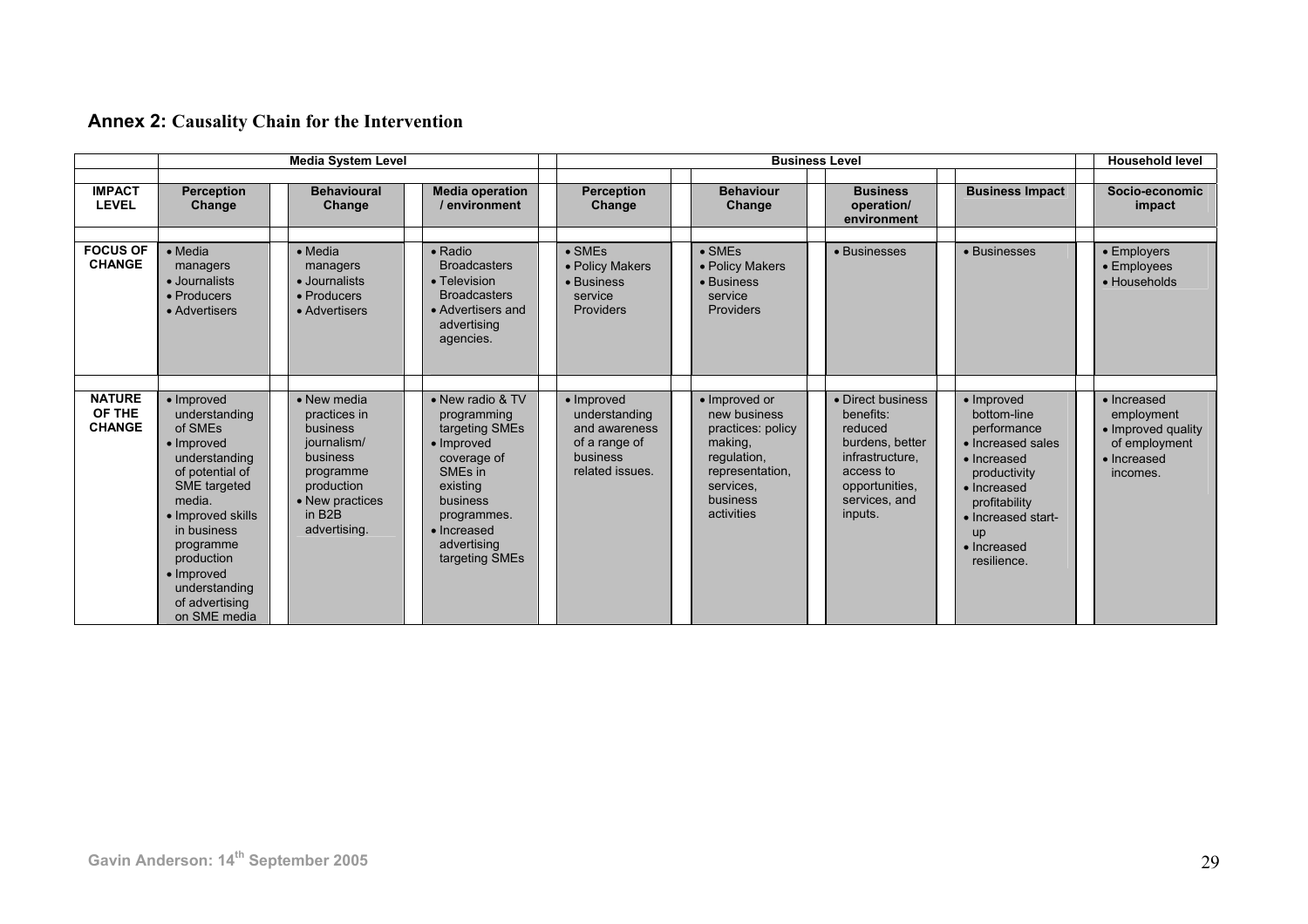## Annex 2: Causality Chain for the Intervention

| | Media System Level | | | Business Level | | | | Household level |
|---|---|---|---|---|---|---|---|---|
| **IMPACT LEVEL** | **Perception Change** | **Behavioural Change** | **Media operation / environment** | **Perception Change** | **Behaviour Change** | **Business operation/ environment** | **Business Impact** | **Socio-economic impact** |
| **FOCUS OF CHANGE** | • Media managers<br>• Journalists<br>• Producers<br>• Advertisers | • Media managers<br>• Journalists<br>• Producers<br>• Advertisers | • Radio Broadcasters<br>• Television Broadcasters<br>• Advertisers and advertising agencies. | • SMEs<br>• Policy Makers<br>• Business service Providers | • SMEs<br>• Policy Makers<br>• Business service Providers | • Businesses | • Businesses | • Employers<br>• Employees<br>• Households |
| **NATURE OF THE CHANGE** | • Improved understanding of SMEs<br>• Improved understanding of potential of SME targeted media.<br>• Improved skills in business programme production<br>• Improved understanding of advertising on SME media | • New media practices in business journalism/ business programme production<br>• New practices in B2B advertising. | • New radio & TV programming targeting SMEs<br>• Improved coverage of SMEs in existing business programmes.<br>• Increased advertising targeting SMEs | • Improved understanding and awareness of a range of business related issues. | • Improved or new business practices: policy making, regulation, representation, services, business activities | • Direct business benefits: reduced burdens, better infrastructure, access to opportunities, services, and inputs. | • Improved bottom-line performance<br>• Increased sales<br>• Increased productivity<br>• Increased profitability<br>• Increased start-up<br>• Increased resilience. | • Increased employment<br>• Improved quality of employment<br>• Increased incomes. |

Gavin Anderson: 14th September 2005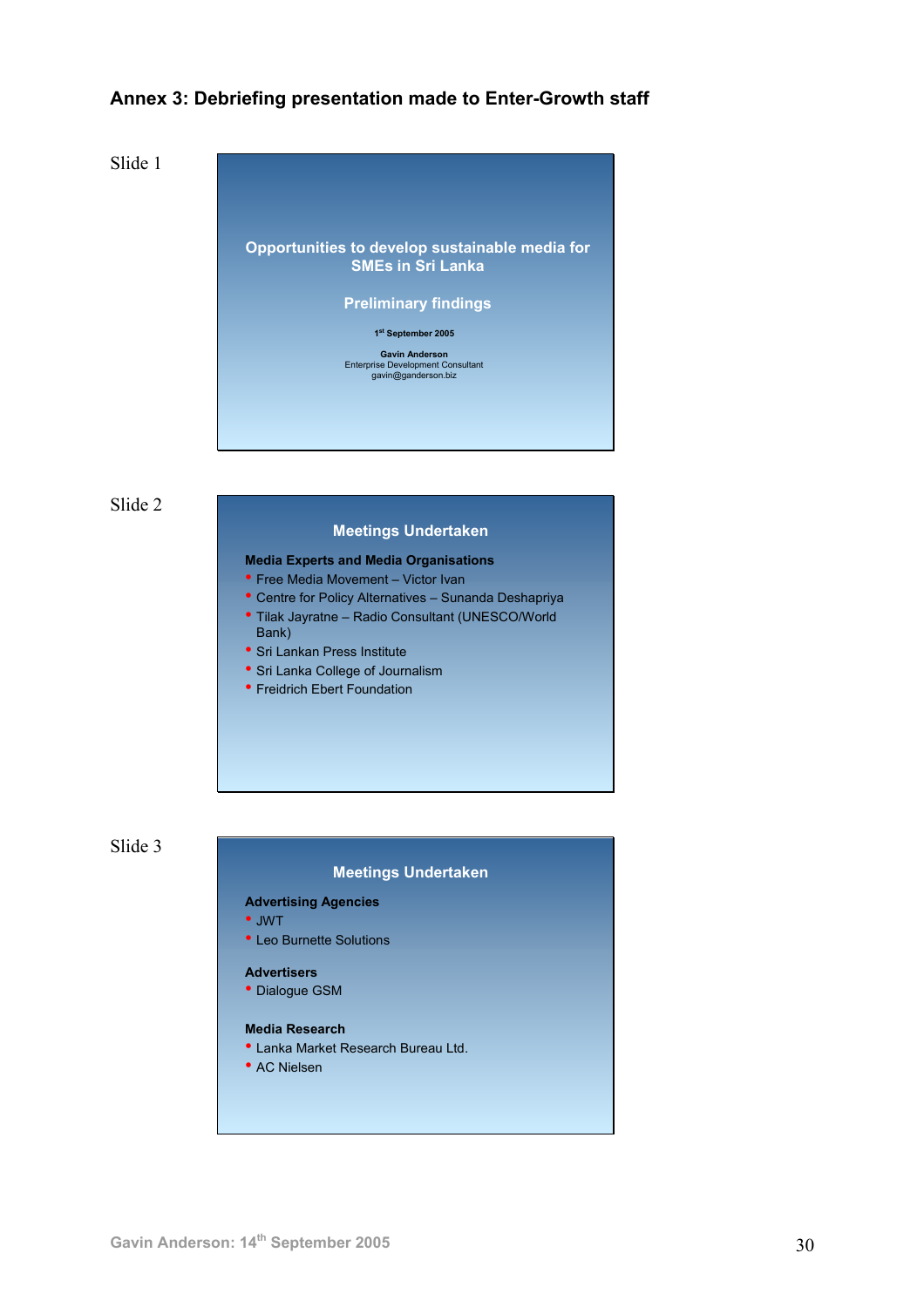# Annex 3: Debriefing presentation made to Enter-Growth staff

Slide 1

**Opportunities to develop sustainable media for SMEs in Sri Lanka**

**Preliminary findings**

**1st September 2005**

**Gavin Anderson**
Enterprise Development Consultant
gavin@ganderson.biz

Slide 2

**Meetings Undertaken**

**Media Experts and Media Organisations**

- Free Media Movement – Victor Ivan
- Centre for Policy Alternatives – Sunanda Deshapriya
- Tilak Jayratne – Radio Consultant (UNESCO/World Bank)
- Sri Lankan Press Institute
- Sri Lanka College of Journalism
- Freidrich Ebert Foundation

Slide 3

**Meetings Undertaken**

**Advertising Agencies**

- JWT
- Leo Burnette Solutions

**Advertisers**

- Dialogue GSM

**Media Research**

- Lanka Market Research Bureau Ltd.
- AC Nielsen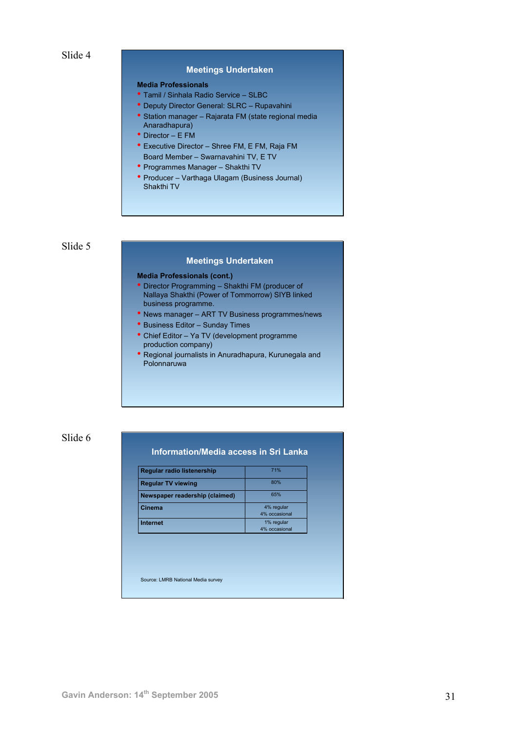Slide 4

## Meetings Undertaken

**Media Professionals**

- Tamil / Sinhala Radio Service – SLBC
- Deputy Director General: SLRC – Rupavahini
- Station manager – Rajarata FM (state regional media Anaradhapura)
- Director – E FM
- Executive Director – Shree FM, E FM, Raja FM
  Board Member – Swarnavahini TV, E TV
- Programmes Manager – Shakthi TV
- Producer – Varthaga Ulagam (Business Journal) Shakthi TV

Slide 5

## Meetings Undertaken

**Media Professionals (cont.)**

- Director Programming – Shakthi FM (producer of Nallaya Shakthi (Power of Tommorrow) SIYB linked business programme.
- News manager – ART TV Business programmes/news
- Business Editor – Sunday Times
- Chief Editor – Ya TV (development programme production company)
- Regional journalists in Anuradhapura, Kurunegala and Polonnaruwa

Slide 6

## Information/Media access in Sri Lanka

| | |
|---|---|
| **Regular radio listenership** | 71% |
| **Regular TV viewing** | 80% |
| **Newspaper readership (claimed)** | 65% |
| **Cinema** | 4% regular<br>4% occasional |
| **Internet** | 1% regular<br>4% occasional |

Source: LMRB National Media survey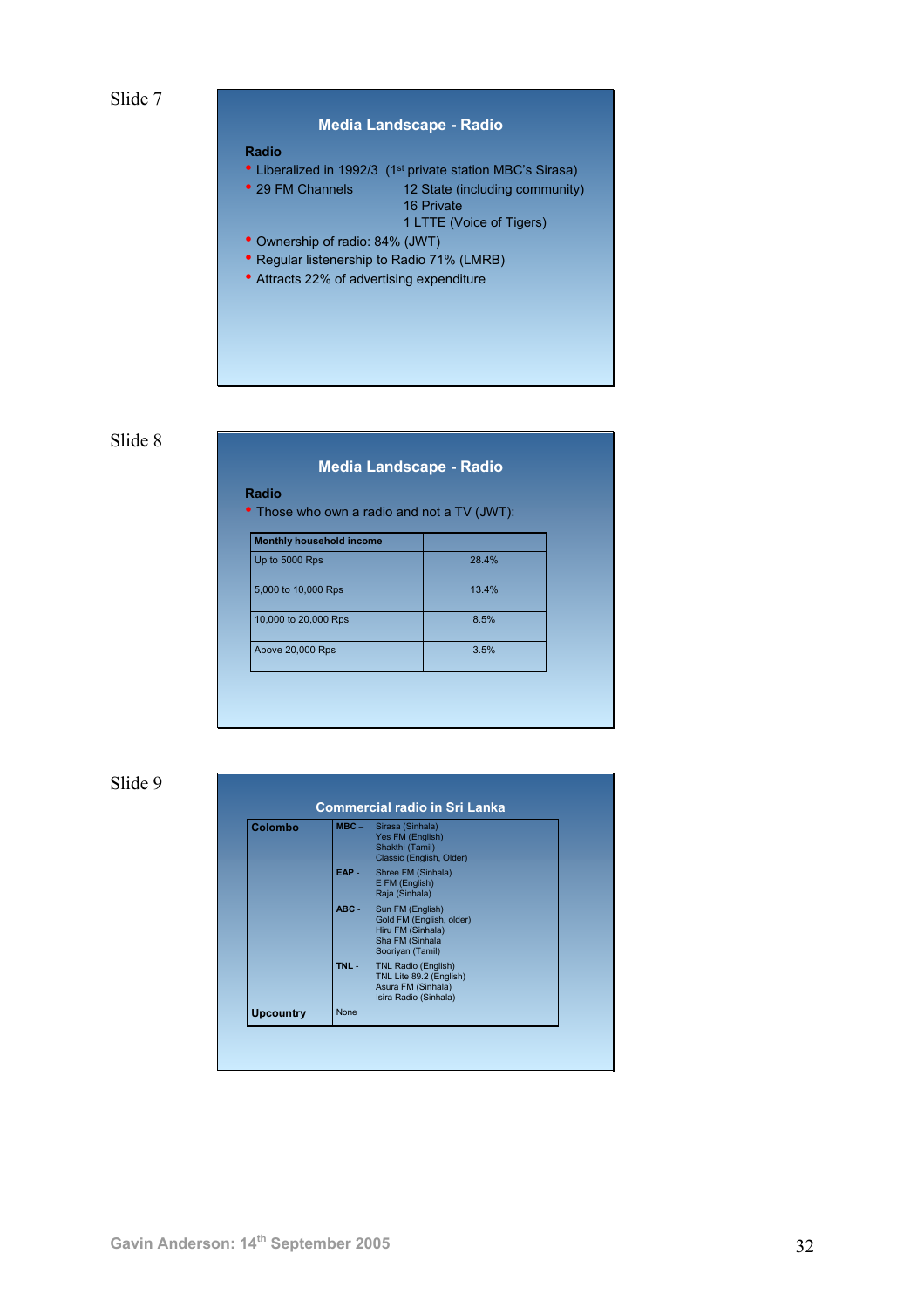Slide 7

## Media Landscape - Radio

**Radio**

- Liberalized in 1992/3 (1st private station MBC's Sirasa)
- 29 FM Channels
  - 12 State (including community)
  - 16 Private
  - 1 LTTE (Voice of Tigers)
- Ownership of radio: 84% (JWT)
- Regular listenership to Radio 71% (LMRB)
- Attracts 22% of advertising expenditure

Slide 8

## Media Landscape - Radio

**Radio**

- Those who own a radio and not a TV (JWT):

| Monthly household income | |
|---|---|
| Up to 5000 Rps | 28.4% |
| 5,000 to 10,000 Rps | 13.4% |
| 10,000 to 20,000 Rps | 8.5% |
| Above 20,000 Rps | 3.5% |

Slide 9

## Commercial radio in Sri Lanka

| | | |
|---|---|---|
| **Colombo** | **MBC –** | Sirasa (Sinhala)<br>Yes FM (English)<br>Shakthi (Tamil)<br>Classic (English, Older) |
| | **EAP -** | Shree FM (Sinhala)<br>E FM (English)<br>Raja (Sinhala) |
| | **ABC -** | Sun FM (English)<br>Gold FM (English, older)<br>Hiru FM (Sinhala)<br>Sha FM (Sinhala<br>Sooriyan (Tamil) |
| | **TNL -** | TNL Radio (English)<br>TNL Lite 89.2 (English)<br>Asura FM (Sinhala)<br>Isira Radio (Sinhala) |
| **Upcountry** | None | |

Gavin Anderson: 14th September 2005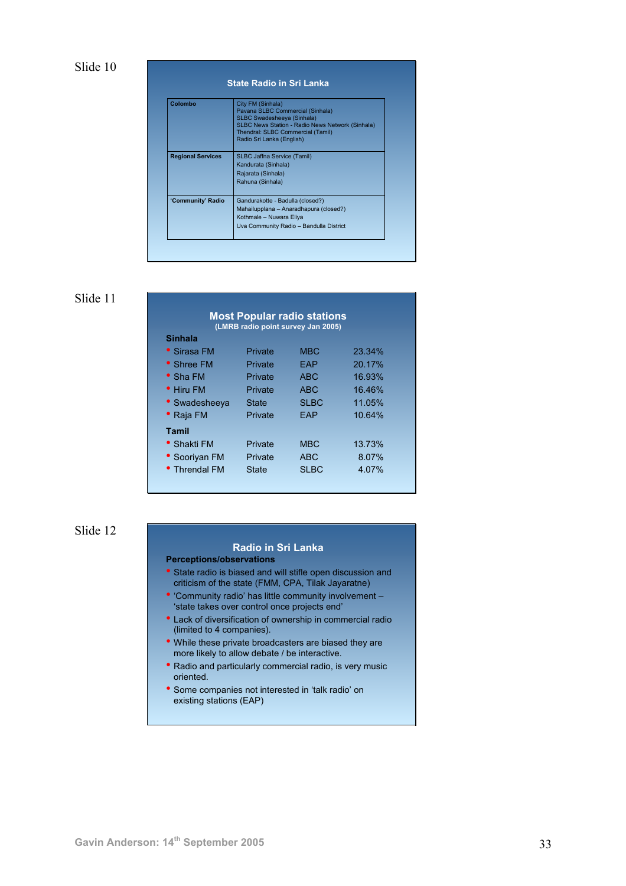Slide 10

### State Radio in Sri Lanka

| | |
|---|---|
| **Colombo** | City FM (Sinhala)<br>Pavana SLBC Commercial (Sinhala)<br>SLBC Swadesheeya (Sinhala)<br>SLBC News Station - Radio News Network (Sinhala)<br>Thendral: SLBC Commercial (Tamil)<br>Radio Sri Lanka (English) |
| **Regional Services** | SLBC Jaffna Service (Tamil)<br>Kandurata (Sinhala)<br>Rajarata (Sinhala)<br>Rahuna (Sinhala) |
| **'Community' Radio** | Gandurakotte - Badulla (closed?)<br>Mahailupplana – Anaradhapura (closed?)<br>Kothmale – Nuwara Eliya<br>Uva Community Radio – Bandulla District |

Slide 11

### Most Popular radio stations
**(LMRB radio point survey Jan 2005)**

| **Sinhala** | | | |
|---|---|---|---|
| Sirasa FM | Private | MBC | 23.34% |
| Shree FM | Private | EAP | 20.17% |
| Sha FM | Private | ABC | 16.93% |
| Hiru FM | Private | ABC | 16.46% |
| Swadesheeya | State | SLBC | 11.05% |
| Raja FM | Private | EAP | 10.64% |
| **Tamil** | | | |
| Shakti FM | Private | MBC | 13.73% |
| Sooriyan FM | Private | ABC | 8.07% |
| Threndal FM | State | SLBC | 4.07% |

Slide 12

### Radio in Sri Lanka

**Perceptions/observations**

- State radio is biased and will stifle open discussion and criticism of the state (FMM, CPA, Tilak Jayaratne)
- 'Community radio' has little community involvement – 'state takes over control once projects end'
- Lack of diversification of ownership in commercial radio (limited to 4 companies).
- While these private broadcasters are biased they are more likely to allow debate / be interactive.
- Radio and particularly commercial radio, is very music oriented.
- Some companies not interested in 'talk radio' on existing stations (EAP)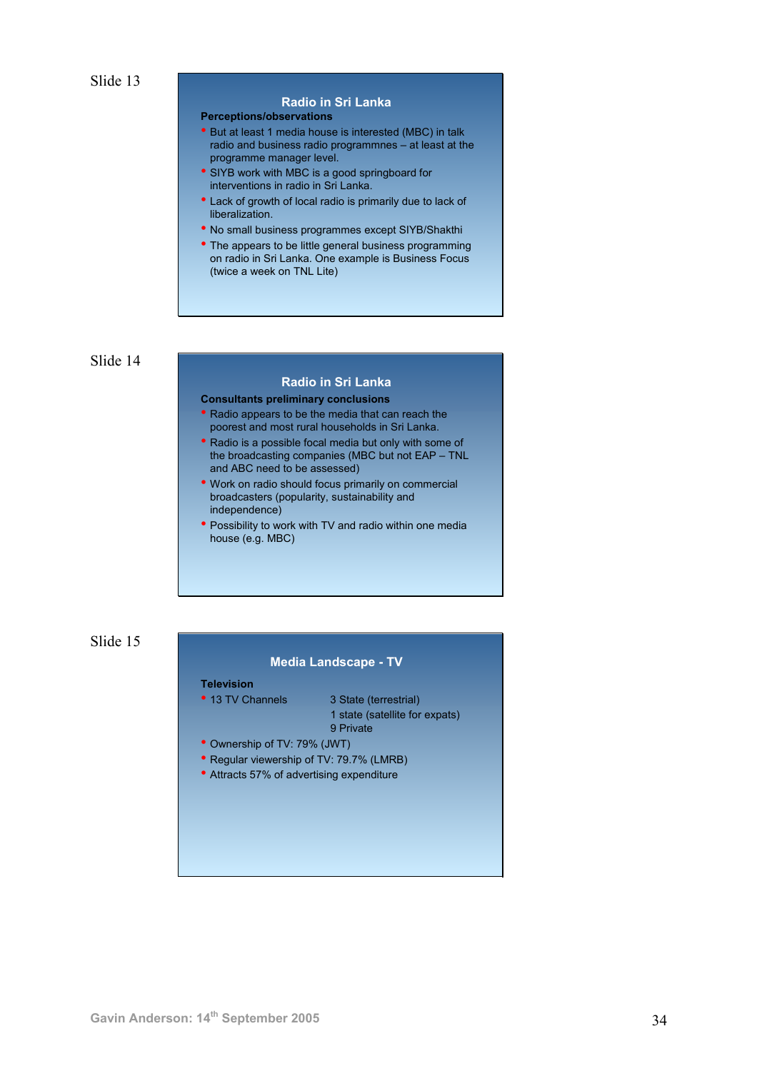Slide 13

## Radio in Sri Lanka

**Perceptions/observations**

- But at least 1 media house is interested (MBC) in talk radio and business radio programmnes – at least at the programme manager level.
- SIYB work with MBC is a good springboard for interventions in radio in Sri Lanka.
- Lack of growth of local radio is primarily due to lack of liberalization.
- No small business programmes except SIYB/Shakthi
- The appears to be little general business programming on radio in Sri Lanka. One example is Business Focus (twice a week on TNL Lite)

Slide 14

## Radio in Sri Lanka

**Consultants preliminary conclusions**

- Radio appears to be the media that can reach the poorest and most rural households in Sri Lanka.
- Radio is a possible focal media but only with some of the broadcasting companies (MBC but not EAP – TNL and ABC need to be assessed)
- Work on radio should focus primarily on commercial broadcasters (popularity, sustainability and independence)
- Possibility to work with TV and radio within one media house (e.g. MBC)

Slide 15

## Media Landscape - TV

**Television**

- 13 TV Channels
  - 3 State (terrestrial)
  - 1 state (satellite for expats)
  - 9 Private
- Ownership of TV: 79% (JWT)
- Regular viewership of TV: 79.7% (LMRB)
- Attracts 57% of advertising expenditure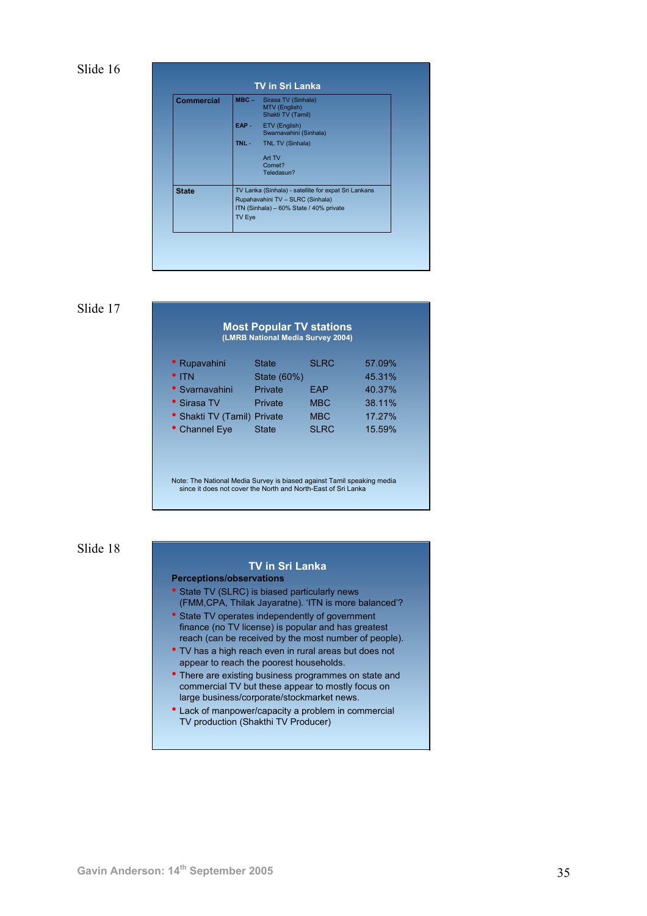Slide 16

## TV in Sri Lanka

| | | |
|---|---|---|
| **Commercial** | **MBC** – | Sirasa TV (Sinhala)<br>MTV (English)<br>Shakti TV (Tamil) |
| | **EAP** - | ETV (English)<br>Swarnavahini (Sinhala) |
| | **TNL** - | TNL TV (Sinhala) |
| | | Art TV<br>Comet?<br>Teledasun? |
| **State** | TV Lanka (Sinhala) - satellite for expat Sri Lankans<br>Rupahavahini TV – SLRC (Sinhala)<br>ITN (Sinhala) – 60% State / 40% private<br>TV Eye | |

Slide 17

## Most Popular TV stations

**(LMRB National Media Survey 2004)**

| | | | |
|---|---|---|---|
| • Rupavahini | State | SLRC | 57.09% |
| • ITN | State (60%) | | 45.31% |
| • Svarnavahini | Private | EAP | 40.37% |
| • Sirasa TV | Private | MBC | 38.11% |
| • Shakti TV (Tamil) | Private | MBC | 17.27% |
| • Channel Eye | State | SLRC | 15.59% |

Note: The National Media Survey is biased against Tamil speaking media since it does not cover the North and North-East of Sri Lanka

Slide 18

## TV in Sri Lanka

**Perceptions/observations**

- State TV (SLRC) is biased particularly news (FMM,CPA, Thilak Jayaratne). 'ITN is more balanced'?
- State TV operates independently of government finance (no TV license) is popular and has greatest reach (can be received by the most number of people).
- TV has a high reach even in rural areas but does not appear to reach the poorest households.
- There are existing business programmes on state and commercial TV but these appear to mostly focus on large business/corporate/stockmarket news.
- Lack of manpower/capacity a problem in commercial TV production (Shakthi TV Producer)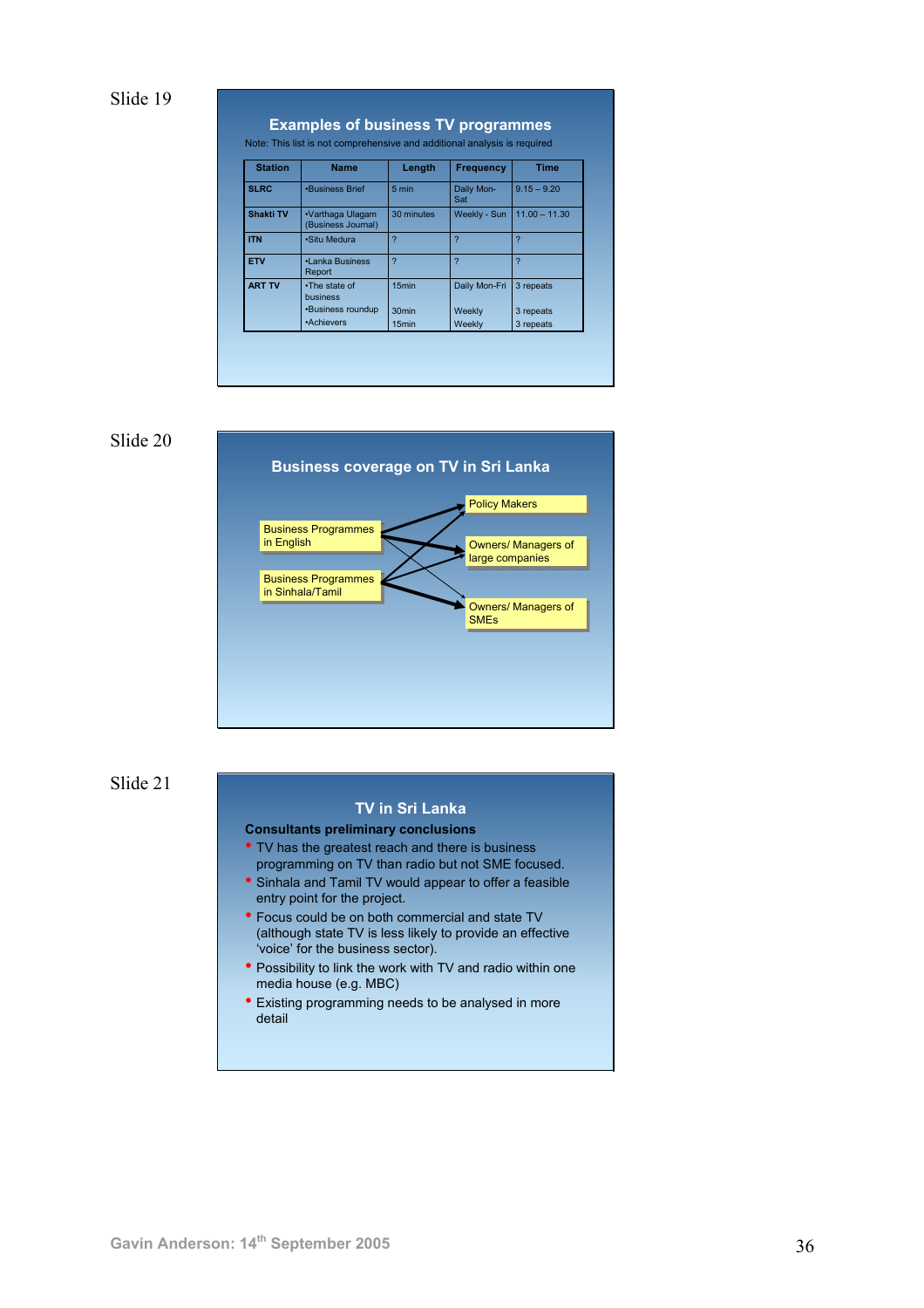Slide 19

## Examples of business TV programmes

Note: This list is not comprehensive and additional analysis is required

| Station | Name | Length | Frequency | Time |
|---|---|---|---|---|
| SLRC | •Business Brief | 5 min | Daily Mon-Sat | 9.15 – 9.20 |
| Shakti TV | •Varthaga Ulagam (Business Journal) | 30 minutes | Weekly - Sun | 11.00 – 11.30 |
| ITN | •Situ Medura | ? | ? | ? |
| ETV | •Lanka Business Report | ? | ? | ? |
| ART TV | •The state of business<br>•Business roundup<br>•Achievers | 15min<br>30min<br>15min | Daily Mon-Fri<br>Weekly<br>Weekly | 3 repeats<br>3 repeats<br>3 repeats |

Slide 20

## Business coverage on TV in Sri Lanka

Business Programmes in English

Business Programmes in Sinhala/Tamil

Policy Makers

Owners/ Managers of large companies

Owners/ Managers of SMEs

Slide 21

## TV in Sri Lanka

**Consultants preliminary conclusions**

- TV has the greatest reach and there is business programming on TV than radio but not SME focused.
- Sinhala and Tamil TV would appear to offer a feasible entry point for the project.
- Focus could be on both commercial and state TV (although state TV is less likely to provide an effective 'voice' for the business sector).
- Possibility to link the work with TV and radio within one media house (e.g. MBC)
- Existing programming needs to be analysed in more detail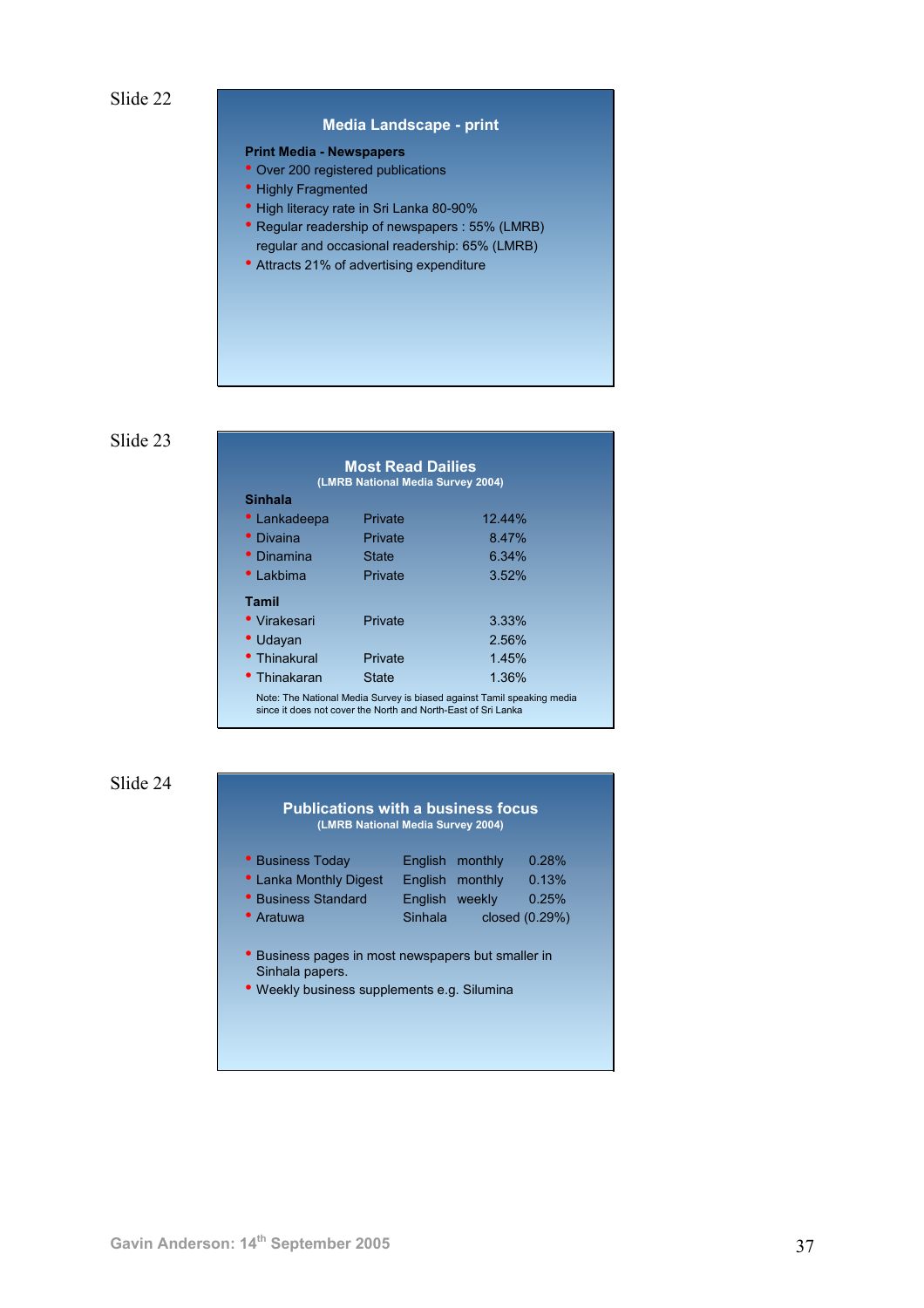Slide 22

## Media Landscape - print

**Print Media - Newspapers**

- Over 200 registered publications
- Highly Fragmented
- High literacy rate in Sri Lanka 80-90%
- Regular readership of newspapers : 55% (LMRB)
  regular and occasional readership: 65% (LMRB)
- Attracts 21% of advertising expenditure

Slide 23

## Most Read Dailies

**(LMRB National Media Survey 2004)**

**Sinhala**

| | | |
|---|---|---|
| Lankadeepa | Private | 12.44% |
| Divaina | Private | 8.47% |
| Dinamina | State | 6.34% |
| Lakbima | Private | 3.52% |

**Tamil**

| | | |
|---|---|---|
| Virakesari | Private | 3.33% |
| Udayan | | 2.56% |
| Thinakural | Private | 1.45% |
| Thinakaran | State | 1.36% |

Note: The National Media Survey is biased against Tamil speaking media since it does not cover the North and North-East of Sri Lanka

Slide 24

## Publications with a business focus

**(LMRB National Media Survey 2004)**

| | | | |
|---|---|---|---|
| Business Today | English | monthly | 0.28% |
| Lanka Monthly Digest | English | monthly | 0.13% |
| Business Standard | English | weekly | 0.25% |
| Aratuwa | Sinhala | | closed (0.29%) |

- Business pages in most newspapers but smaller in Sinhala papers.
- Weekly business supplements e.g. Silumina

Gavin Anderson: 14th September 2005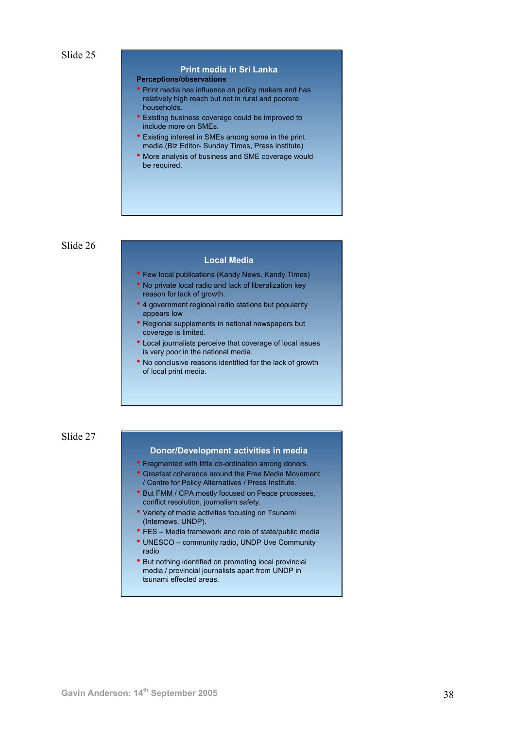Slide 25

## Print media in Sri Lanka

**Perceptions/observations**

- Print media has influence on policy makers and has relatively high reach but not in rural and poorere households.
- Existing business coverage could be improved to include more on SMEs.
- Existing interest in SMEs among some in the print media (Biz Editor- Sunday Times, Press Institute)
- More analysis of business and SME coverage would be required.

Slide 26

## Local Media

- Few local publications (Kandy News, Kandy Times)
- No private local radio and lack of liberalization key reason for lack of growth.
- 4 government regional radio stations but popularity appears low
- Regional supplements in national newspapers but coverage is limited.
- Local journalists perceive that coverage of local issues is very poor in the national media.
- No conclusive reasons identified for the lack of growth of local print media.

Slide 27

## Donor/Development activities in media

- Fragmented with little co-ordination among donors.
- Greatest coherence around the Free Media Movement / Centre for Policy Alternatives / Press Institute.
- But FMM / CPA mostly focused on Peace processes, conflict resolution, journalism safety.
- Variety of media activities focusing on Tsunami (Internews, UNDP).
- FES – Media framework and role of state/public media
- UNESCO – community radio, UNDP Uve Community radio
- But nothing identified on promoting local provincial media / provincial journalists apart from UNDP in tsunami effected areas.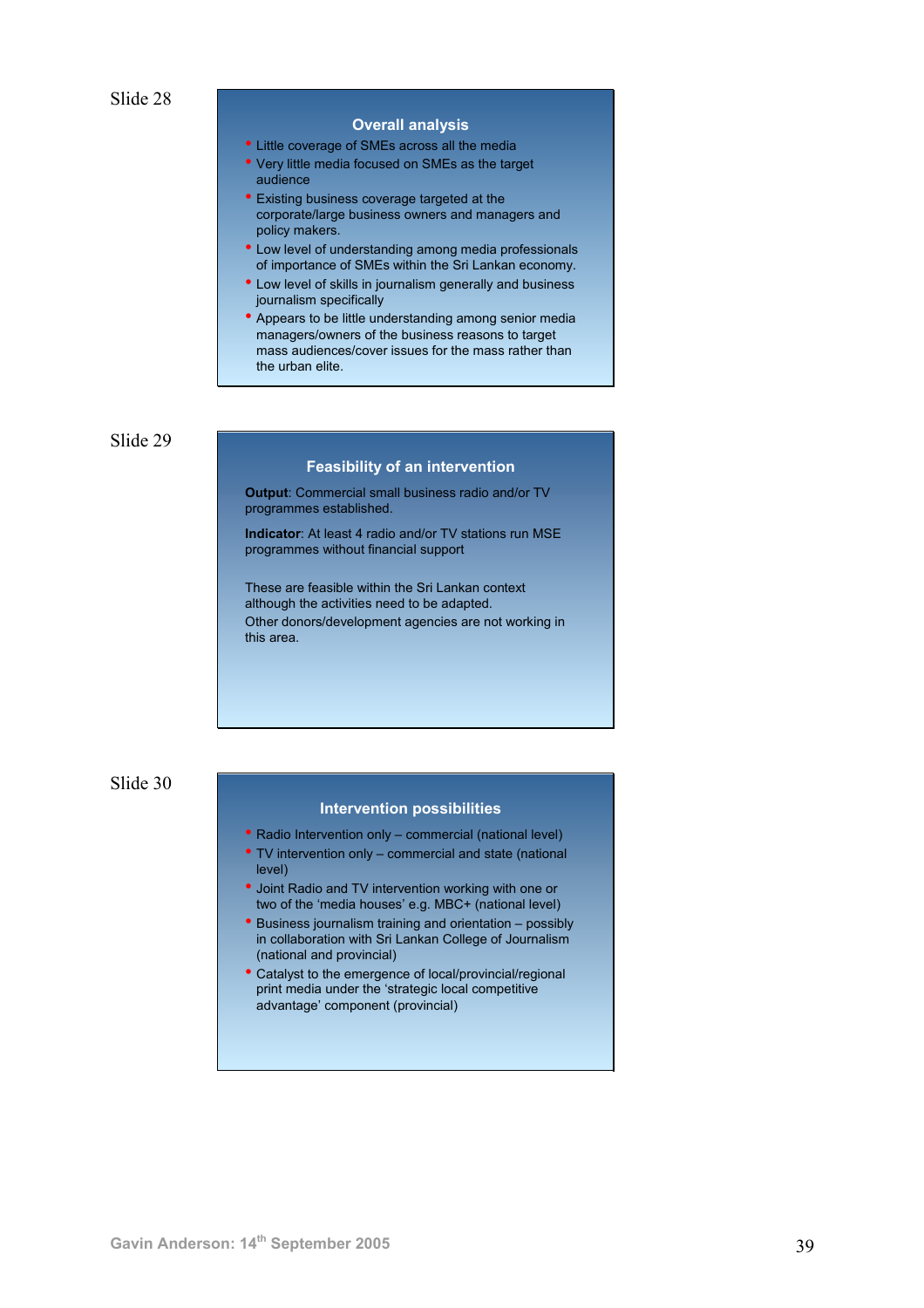Slide 28

### Overall analysis

- Little coverage of SMEs across all the media
- Very little media focused on SMEs as the target audience
- Existing business coverage targeted at the corporate/large business owners and managers and policy makers.
- Low level of understanding among media professionals of importance of SMEs within the Sri Lankan economy.
- Low level of skills in journalism generally and business journalism specifically
- Appears to be little understanding among senior media managers/owners of the business reasons to target mass audiences/cover issues for the mass rather than the urban elite.

Slide 29

### Feasibility of an intervention

**Output**: Commercial small business radio and/or TV programmes established.

**Indicator**: At least 4 radio and/or TV stations run MSE programmes without financial support

These are feasible within the Sri Lankan context although the activities need to be adapted.

Other donors/development agencies are not working in this area.

Slide 30

### Intervention possibilities

- Radio Intervention only – commercial (national level)
- TV intervention only – commercial and state (national level)
- Joint Radio and TV intervention working with one or two of the 'media houses' e.g. MBC+ (national level)
- Business journalism training and orientation – possibly in collaboration with Sri Lankan College of Journalism (national and provincial)
- Catalyst to the emergence of local/provincial/regional print media under the 'strategic local competitive advantage' component (provincial)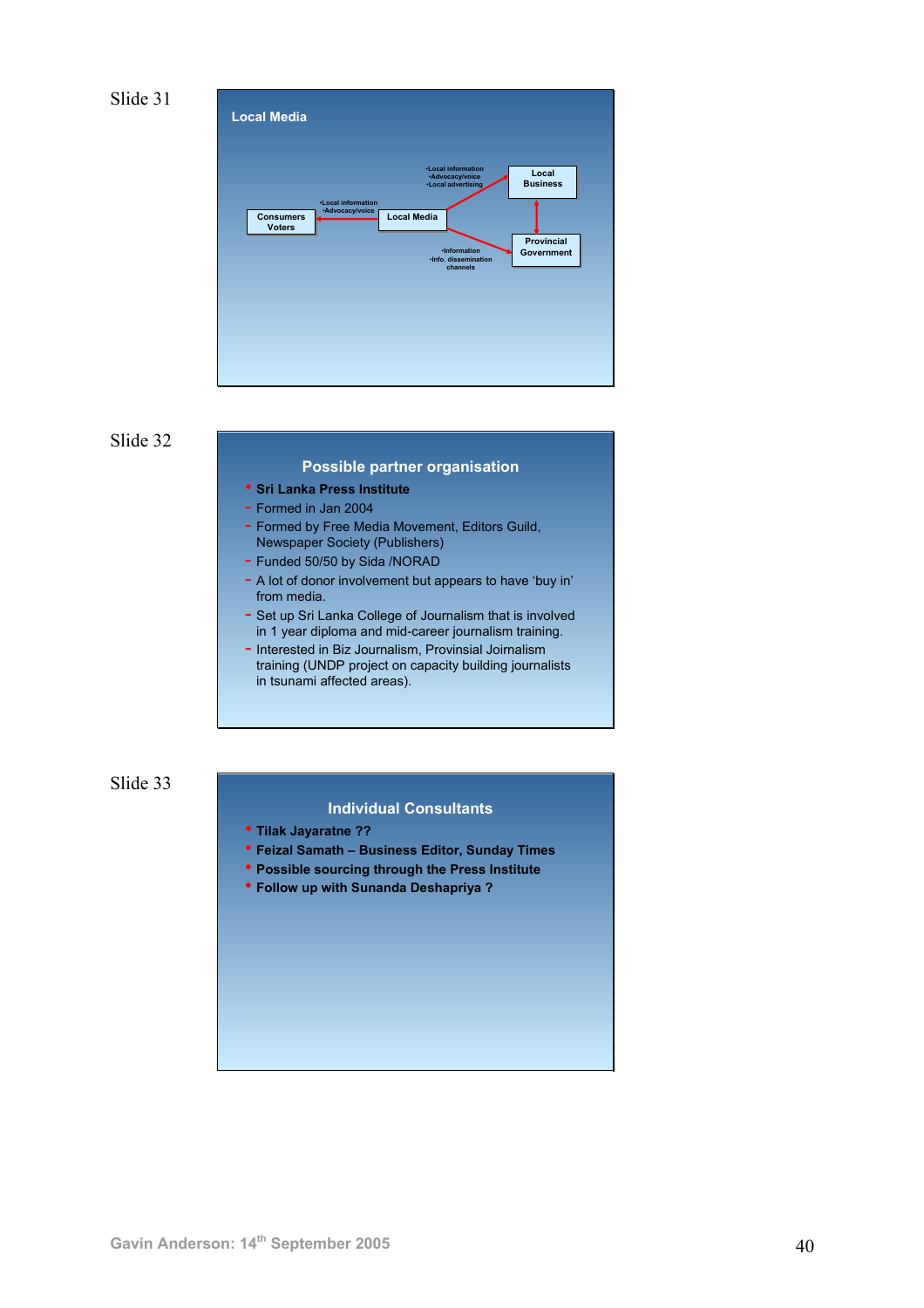Slide 31

## Local Media

Consumers Voters ← (•Local information •Advocacy/voice) ← Local Media

Local Media → (•Local information •Advocacy/voice •Local advertising) → Local Business

Local Media → (•Information •Info. dissemination channels) → Provincial Government

Local Business ↔ Provincial Government

Slide 32

## Possible partner organisation

- **Sri Lanka Press Institute**
  - Formed in Jan 2004
  - Formed by Free Media Movement, Editors Guild, Newspaper Society (Publishers)
  - Funded 50/50 by Sida /NORAD
  - A lot of donor involvement but appears to have 'buy in' from media.
  - Set up Sri Lanka College of Journalism that is involved in 1 year diploma and mid-career journalism training.
  - Interested in Biz Journalism, Provinsial Joirnalism training (UNDP project on capacity building journalists in tsunami affected areas).

Slide 33

## Individual Consultants

- **Tilak Jayaratne ??**
- **Feizal Samath – Business Editor, Sunday Times**
- **Possible sourcing through the Press Institute**
- **Follow up with Sunanda Deshapriya ?**

Gavin Anderson: 14th September 2005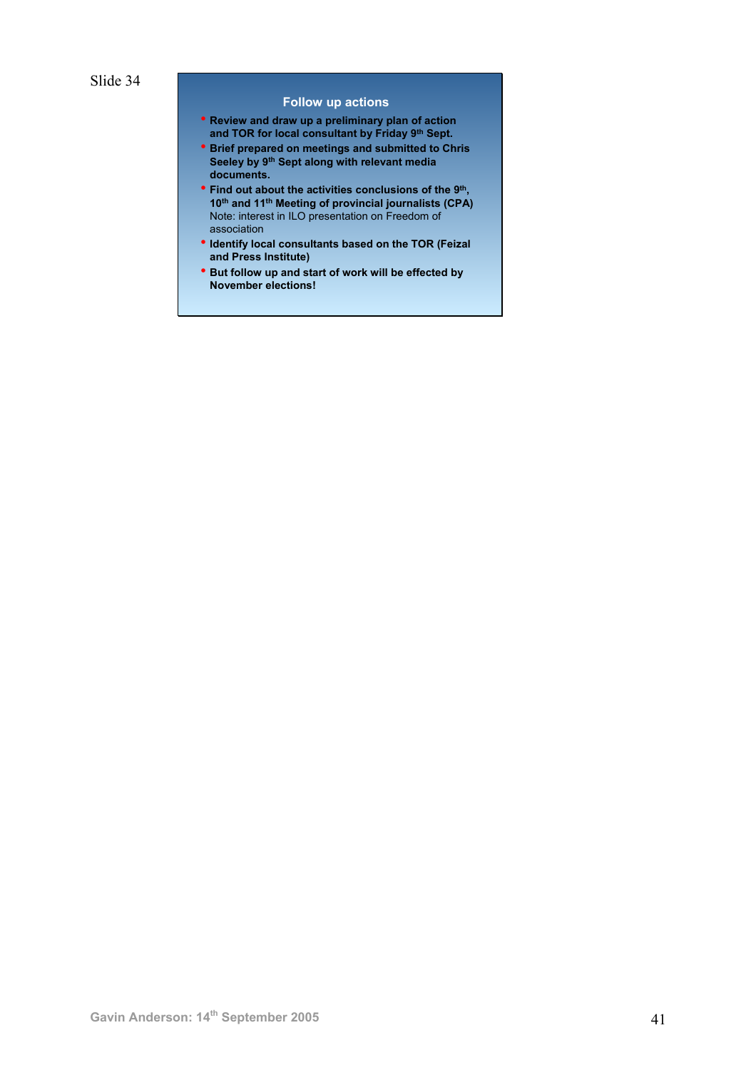Slide 34

## Follow up actions

- **Review and draw up a preliminary plan of action and TOR for local consultant by Friday 9th Sept.**
- **Brief prepared on meetings and submitted to Chris Seeley by 9th Sept along with relevant media documents.**
- **Find out about the activities conclusions of the 9th, 10th and 11th Meeting of provincial journalists (CPA)** Note: interest in ILO presentation on Freedom of association
- **Identify local consultants based on the TOR (Feizal and Press Institute)**
- **But follow up and start of work will be effected by November elections!**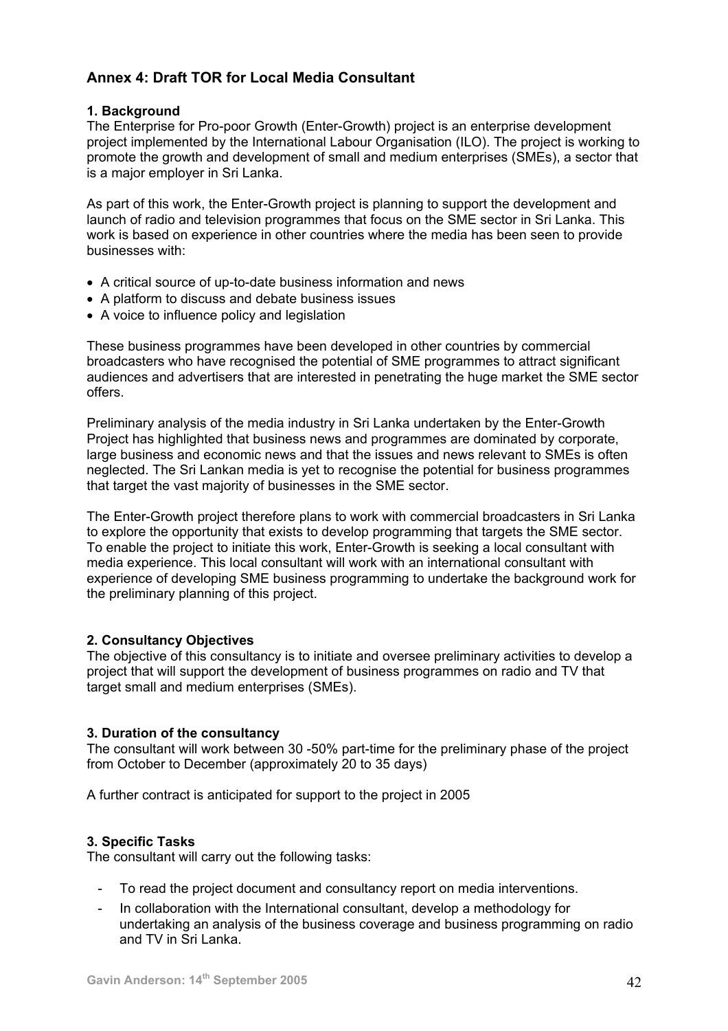## Annex 4: Draft TOR for Local Media Consultant

### 1. Background

The Enterprise for Pro-poor Growth (Enter-Growth) project is an enterprise development project implemented by the International Labour Organisation (ILO). The project is working to promote the growth and development of small and medium enterprises (SMEs), a sector that is a major employer in Sri Lanka.

As part of this work, the Enter-Growth project is planning to support the development and launch of radio and television programmes that focus on the SME sector in Sri Lanka. This work is based on experience in other countries where the media has been seen to provide businesses with:

- A critical source of up-to-date business information and news
- A platform to discuss and debate business issues
- A voice to influence policy and legislation

These business programmes have been developed in other countries by commercial broadcasters who have recognised the potential of SME programmes to attract significant audiences and advertisers that are interested in penetrating the huge market the SME sector offers.

Preliminary analysis of the media industry in Sri Lanka undertaken by the Enter-Growth Project has highlighted that business news and programmes are dominated by corporate, large business and economic news and that the issues and news relevant to SMEs is often neglected. The Sri Lankan media is yet to recognise the potential for business programmes that target the vast majority of businesses in the SME sector.

The Enter-Growth project therefore plans to work with commercial broadcasters in Sri Lanka to explore the opportunity that exists to develop programming that targets the SME sector. To enable the project to initiate this work, Enter-Growth is seeking a local consultant with media experience. This local consultant will work with an international consultant with experience of developing SME business programming to undertake the background work for the preliminary planning of this project.

### 2. Consultancy Objectives

The objective of this consultancy is to initiate and oversee preliminary activities to develop a project that will support the development of business programmes on radio and TV that target small and medium enterprises (SMEs).

### 3. Duration of the consultancy

The consultant will work between 30 -50% part-time for the preliminary phase of the project from October to December (approximately 20 to 35 days)

A further contract is anticipated for support to the project in 2005

### 3. Specific Tasks

The consultant will carry out the following tasks:

- To read the project document and consultancy report on media interventions.
- In collaboration with the International consultant, develop a methodology for undertaking an analysis of the business coverage and business programming on radio and TV in Sri Lanka.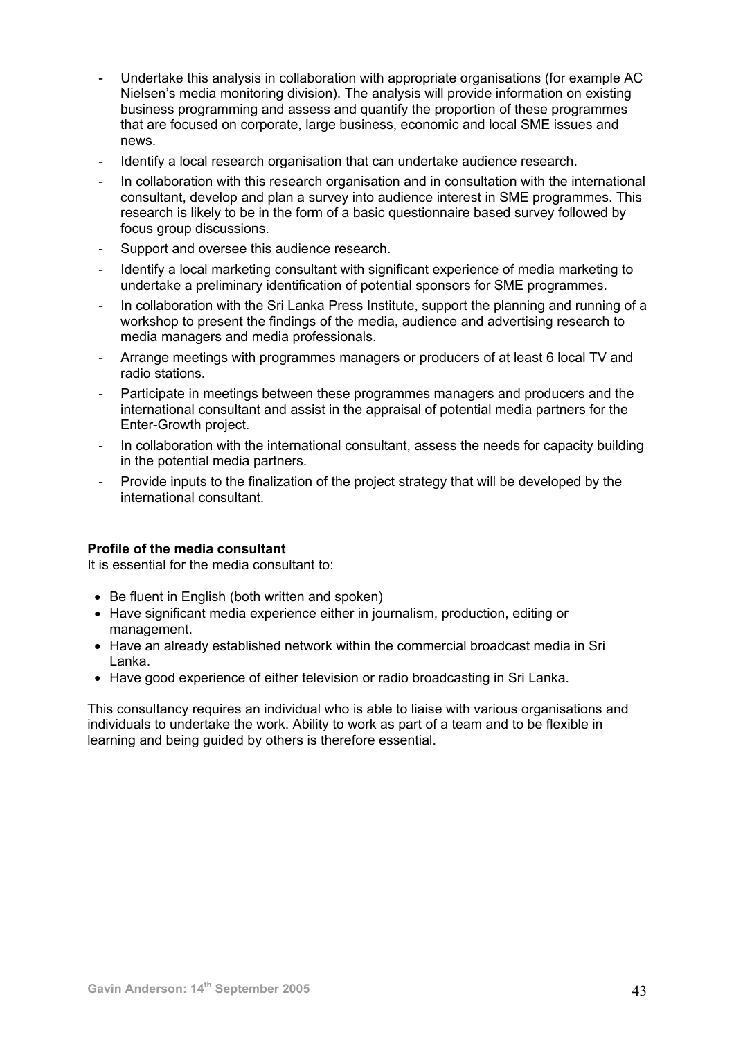- Undertake this analysis in collaboration with appropriate organisations (for example AC Nielsen's media monitoring division). The analysis will provide information on existing business programming and assess and quantify the proportion of these programmes that are focused on corporate, large business, economic and local SME issues and news.
- Identify a local research organisation that can undertake audience research.
- In collaboration with this research organisation and in consultation with the international consultant, develop and plan a survey into audience interest in SME programmes. This research is likely to be in the form of a basic questionnaire based survey followed by focus group discussions.
- Support and oversee this audience research.
- Identify a local marketing consultant with significant experience of media marketing to undertake a preliminary identification of potential sponsors for SME programmes.
- In collaboration with the Sri Lanka Press Institute, support the planning and running of a workshop to present the findings of the media, audience and advertising research to media managers and media professionals.
- Arrange meetings with programmes managers or producers of at least 6 local TV and radio stations.
- Participate in meetings between these programmes managers and producers and the international consultant and assist in the appraisal of potential media partners for the Enter-Growth project.
- In collaboration with the international consultant, assess the needs for capacity building in the potential media partners.
- Provide inputs to the finalization of the project strategy that will be developed by the international consultant.

**Profile of the media consultant**

It is essential for the media consultant to:

- Be fluent in English (both written and spoken)
- Have significant media experience either in journalism, production, editing or management.
- Have an already established network within the commercial broadcast media in Sri Lanka.
- Have good experience of either television or radio broadcasting in Sri Lanka.

This consultancy requires an individual who is able to liaise with various organisations and individuals to undertake the work. Ability to work as part of a team and to be flexible in learning and being guided by others is therefore essential.